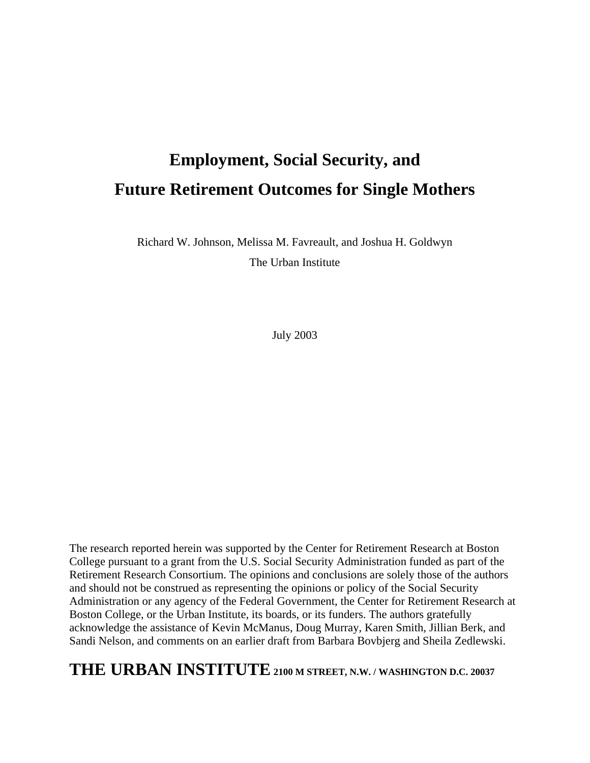# Employment, Social Security, and Future Retirement Outcomes for Single Mothers

Richard W. Johnson, Melissa M. Favreault, and Joshua H. Goldwyn

The Urban Institute

July 2003

The research reported herein was supported by the Center for Retirement Research at Boston College pursuant to a grant from the U.S. Social Security Administration funded as part of the Retirement Research Consortium. The opinions and conclusions are solely those of the authors and should not be construed as representing the opinions or policy of the Social Security Administration or any agency of the Federal Government, the Center for Retirement Research at Boston College, or the Urban Institute, its boards, or its funders. The authors gratefully acknowledge the assistance of Kevin McManus, Doug Murray, Karen Smith, Jillian Berk, and Sandi Nelson, and comments on an earlier draft from Barbara Bovbjerg and Sheila Zedlewski.

**THE URBAN INSTITUTE** **2100 M STREET, N.W. / WASHINGTON D.C. 20037**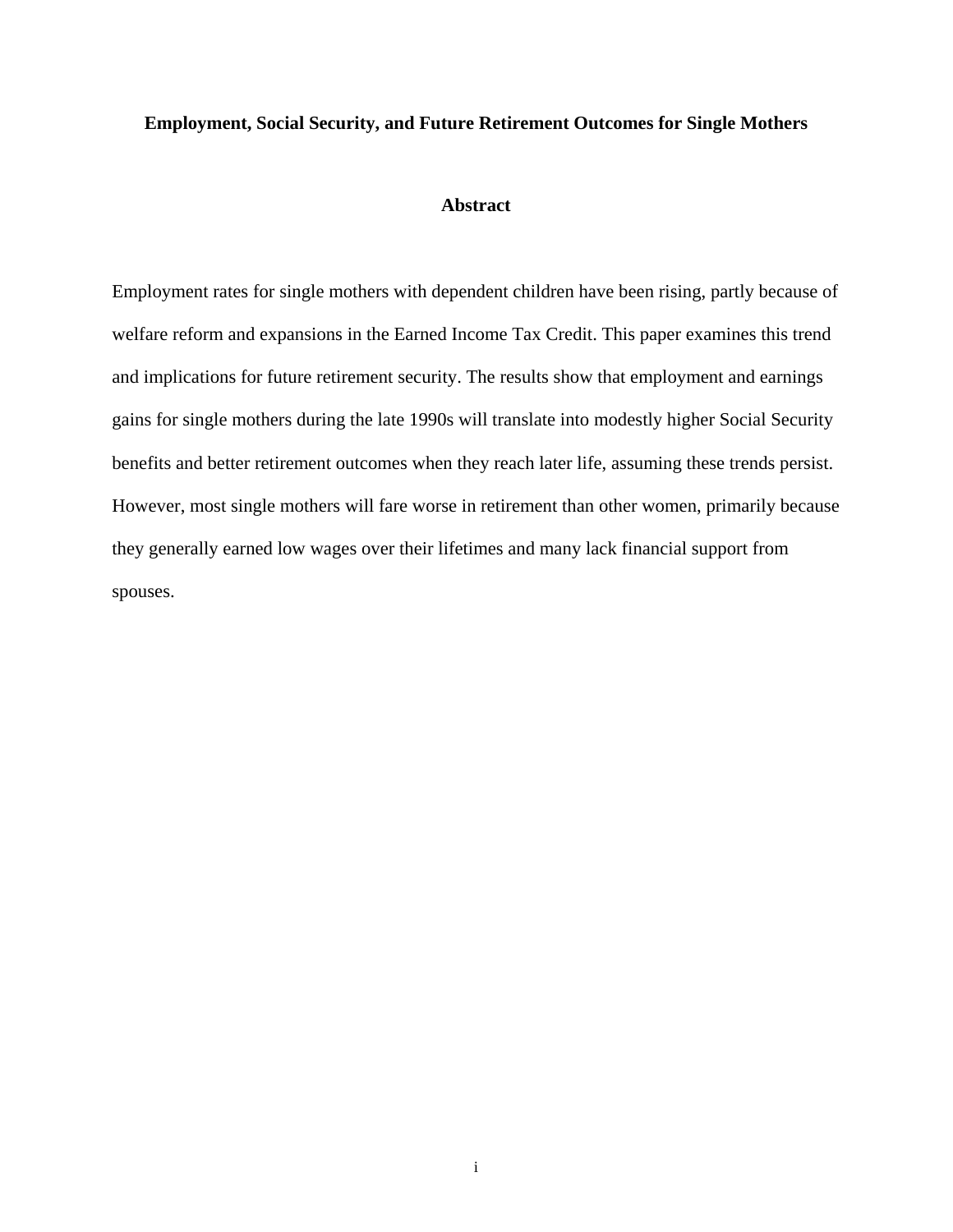# Employment, Social Security, and Future Retirement Outcomes for Single Mothers

## Abstract

Employment rates for single mothers with dependent children have been rising, partly because of welfare reform and expansions in the Earned Income Tax Credit. This paper examines this trend and implications for future retirement security. The results show that employment and earnings gains for single mothers during the late 1990s will translate into modestly higher Social Security benefits and better retirement outcomes when they reach later life, assuming these trends persist. However, most single mothers will fare worse in retirement than other women, primarily because they generally earned low wages over their lifetimes and many lack financial support from spouses.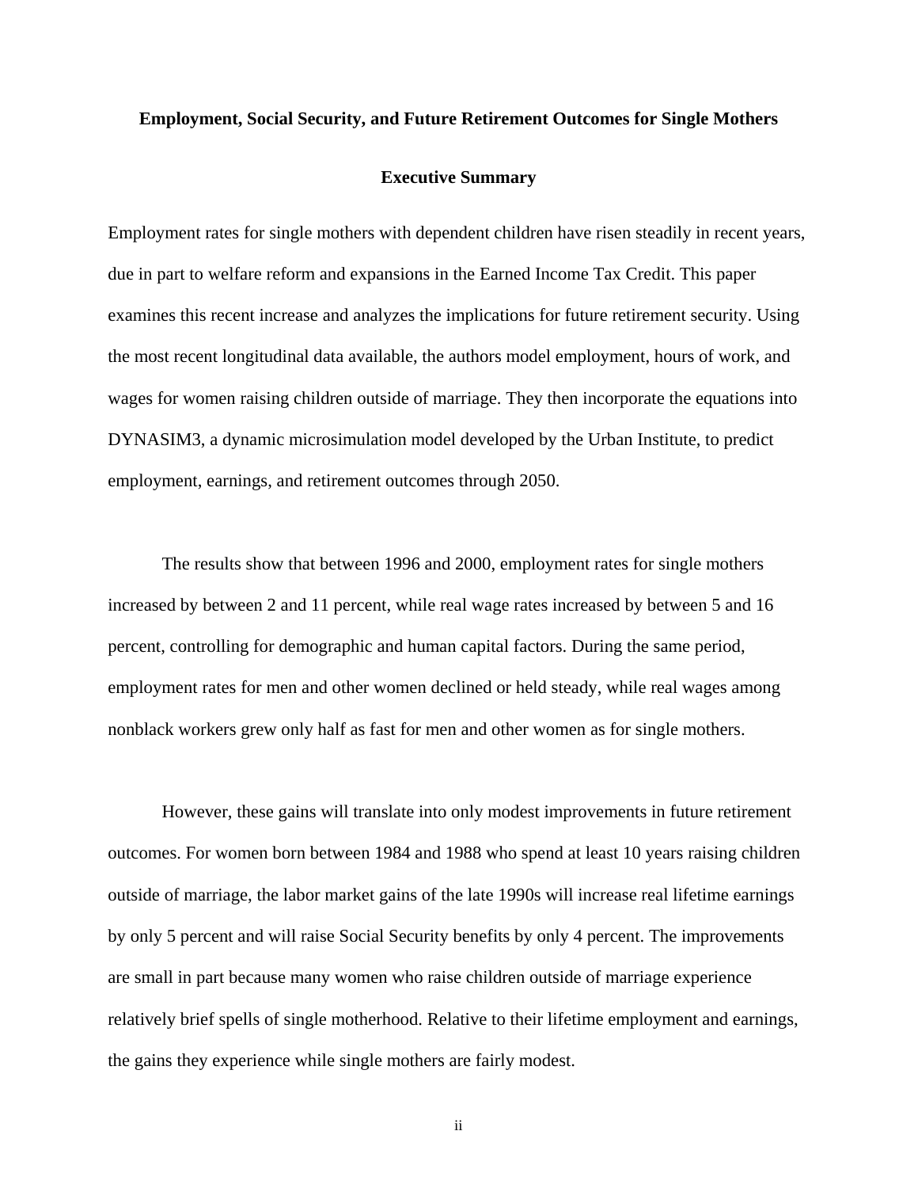**Employment, Social Security, and Future Retirement Outcomes for Single Mothers**

**Executive Summary**

Employment rates for single mothers with dependent children have risen steadily in recent years, due in part to welfare reform and expansions in the Earned Income Tax Credit. This paper examines this recent increase and analyzes the implications for future retirement security. Using the most recent longitudinal data available, the authors model employment, hours of work, and wages for women raising children outside of marriage. They then incorporate the equations into DYNASIM3, a dynamic microsimulation model developed by the Urban Institute, to predict employment, earnings, and retirement outcomes through 2050.

The results show that between 1996 and 2000, employment rates for single mothers increased by between 2 and 11 percent, while real wage rates increased by between 5 and 16 percent, controlling for demographic and human capital factors. During the same period, employment rates for men and other women declined or held steady, while real wages among nonblack workers grew only half as fast for men and other women as for single mothers.

However, these gains will translate into only modest improvements in future retirement outcomes. For women born between 1984 and 1988 who spend at least 10 years raising children outside of marriage, the labor market gains of the late 1990s will increase real lifetime earnings by only 5 percent and will raise Social Security benefits by only 4 percent. The improvements are small in part because many women who raise children outside of marriage experience relatively brief spells of single motherhood. Relative to their lifetime employment and earnings, the gains they experience while single mothers are fairly modest.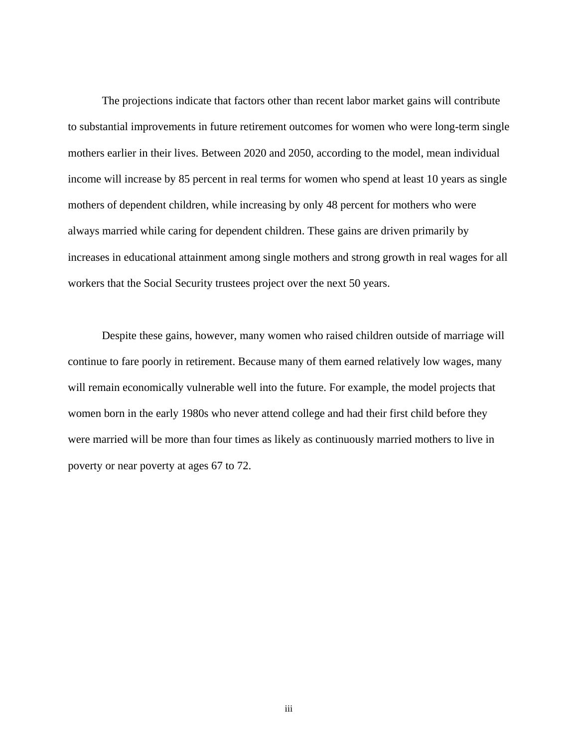The projections indicate that factors other than recent labor market gains will contribute to substantial improvements in future retirement outcomes for women who were long-term single mothers earlier in their lives. Between 2020 and 2050, according to the model, mean individual income will increase by 85 percent in real terms for women who spend at least 10 years as single mothers of dependent children, while increasing by only 48 percent for mothers who were always married while caring for dependent children. These gains are driven primarily by increases in educational attainment among single mothers and strong growth in real wages for all workers that the Social Security trustees project over the next 50 years.

Despite these gains, however, many women who raised children outside of marriage will continue to fare poorly in retirement. Because many of them earned relatively low wages, many will remain economically vulnerable well into the future. For example, the model projects that women born in the early 1980s who never attend college and had their first child before they were married will be more than four times as likely as continuously married mothers to live in poverty or near poverty at ages 67 to 72.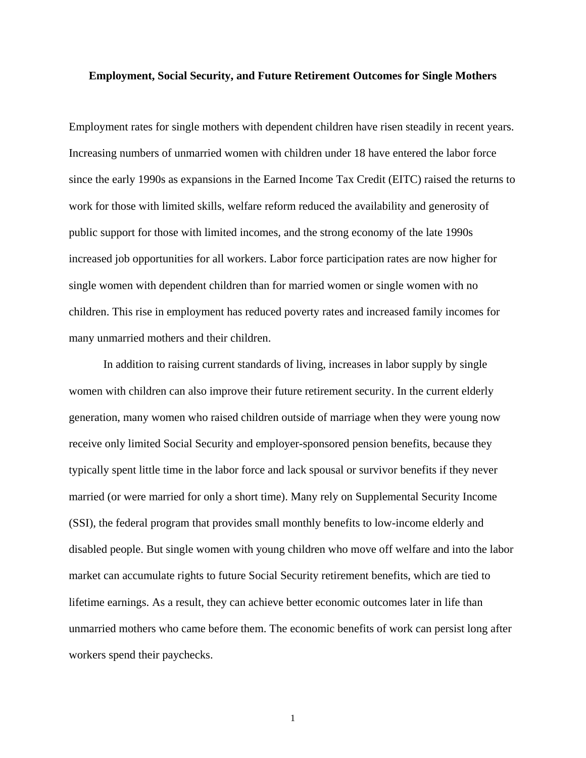**Employment, Social Security, and Future Retirement Outcomes for Single Mothers**

Employment rates for single mothers with dependent children have risen steadily in recent years. Increasing numbers of unmarried women with children under 18 have entered the labor force since the early 1990s as expansions in the Earned Income Tax Credit (EITC) raised the returns to work for those with limited skills, welfare reform reduced the availability and generosity of public support for those with limited incomes, and the strong economy of the late 1990s increased job opportunities for all workers. Labor force participation rates are now higher for single women with dependent children than for married women or single women with no children. This rise in employment has reduced poverty rates and increased family incomes for many unmarried mothers and their children.

In addition to raising current standards of living, increases in labor supply by single women with children can also improve their future retirement security. In the current elderly generation, many women who raised children outside of marriage when they were young now receive only limited Social Security and employer-sponsored pension benefits, because they typically spent little time in the labor force and lack spousal or survivor benefits if they never married (or were married for only a short time). Many rely on Supplemental Security Income (SSI), the federal program that provides small monthly benefits to low-income elderly and disabled people. But single women with young children who move off welfare and into the labor market can accumulate rights to future Social Security retirement benefits, which are tied to lifetime earnings. As a result, they can achieve better economic outcomes later in life than unmarried mothers who came before them. The economic benefits of work can persist long after workers spend their paychecks.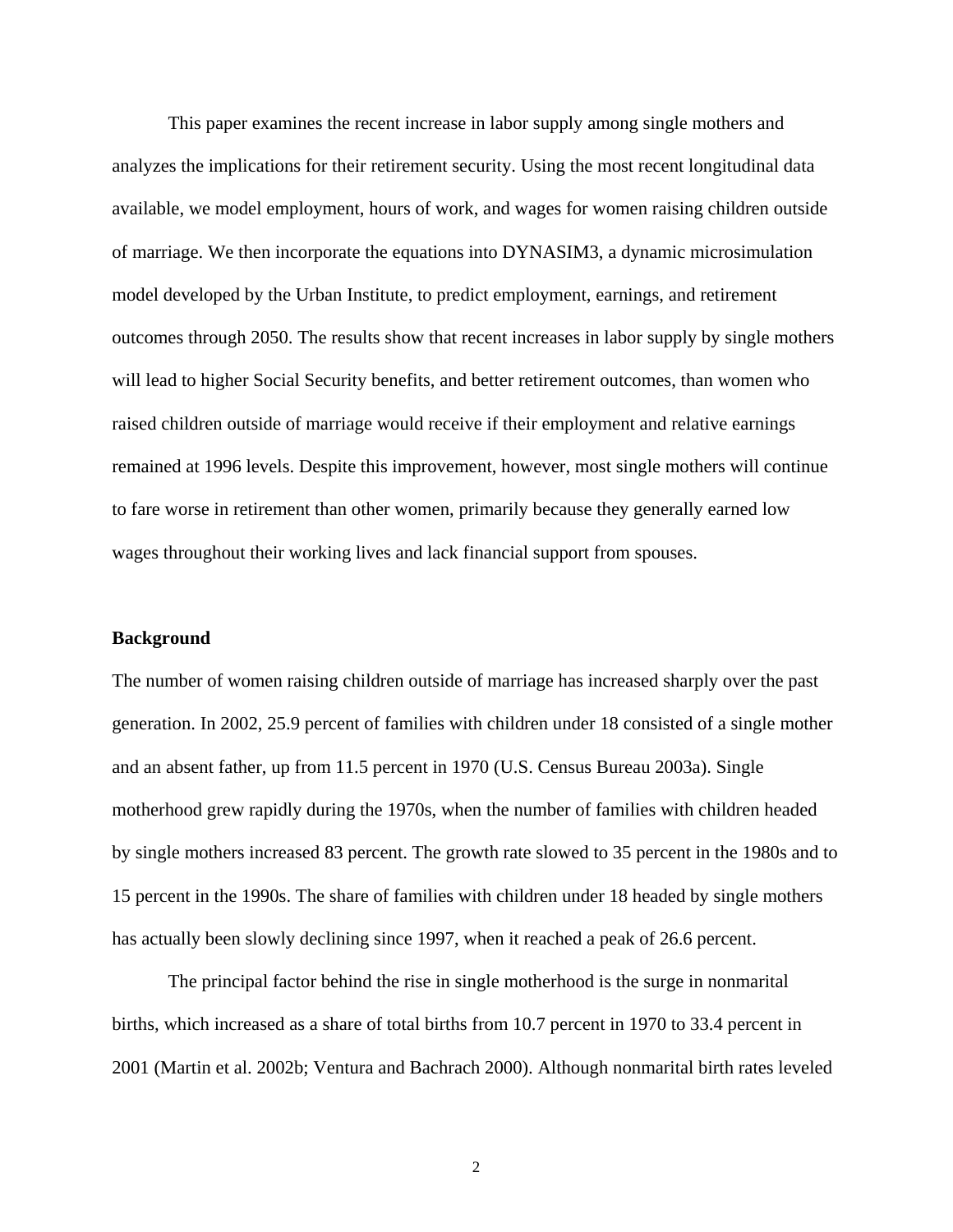This paper examines the recent increase in labor supply among single mothers and analyzes the implications for their retirement security. Using the most recent longitudinal data available, we model employment, hours of work, and wages for women raising children outside of marriage. We then incorporate the equations into DYNASIM3, a dynamic microsimulation model developed by the Urban Institute, to predict employment, earnings, and retirement outcomes through 2050. The results show that recent increases in labor supply by single mothers will lead to higher Social Security benefits, and better retirement outcomes, than women who raised children outside of marriage would receive if their employment and relative earnings remained at 1996 levels. Despite this improvement, however, most single mothers will continue to fare worse in retirement than other women, primarily because they generally earned low wages throughout their working lives and lack financial support from spouses.

**Background**

The number of women raising children outside of marriage has increased sharply over the past generation. In 2002, 25.9 percent of families with children under 18 consisted of a single mother and an absent father, up from 11.5 percent in 1970 (U.S. Census Bureau 2003a). Single motherhood grew rapidly during the 1970s, when the number of families with children headed by single mothers increased 83 percent. The growth rate slowed to 35 percent in the 1980s and to 15 percent in the 1990s. The share of families with children under 18 headed by single mothers has actually been slowly declining since 1997, when it reached a peak of 26.6 percent.

The principal factor behind the rise in single motherhood is the surge in nonmarital births, which increased as a share of total births from 10.7 percent in 1970 to 33.4 percent in 2001 (Martin et al. 2002b; Ventura and Bachrach 2000). Although nonmarital birth rates leveled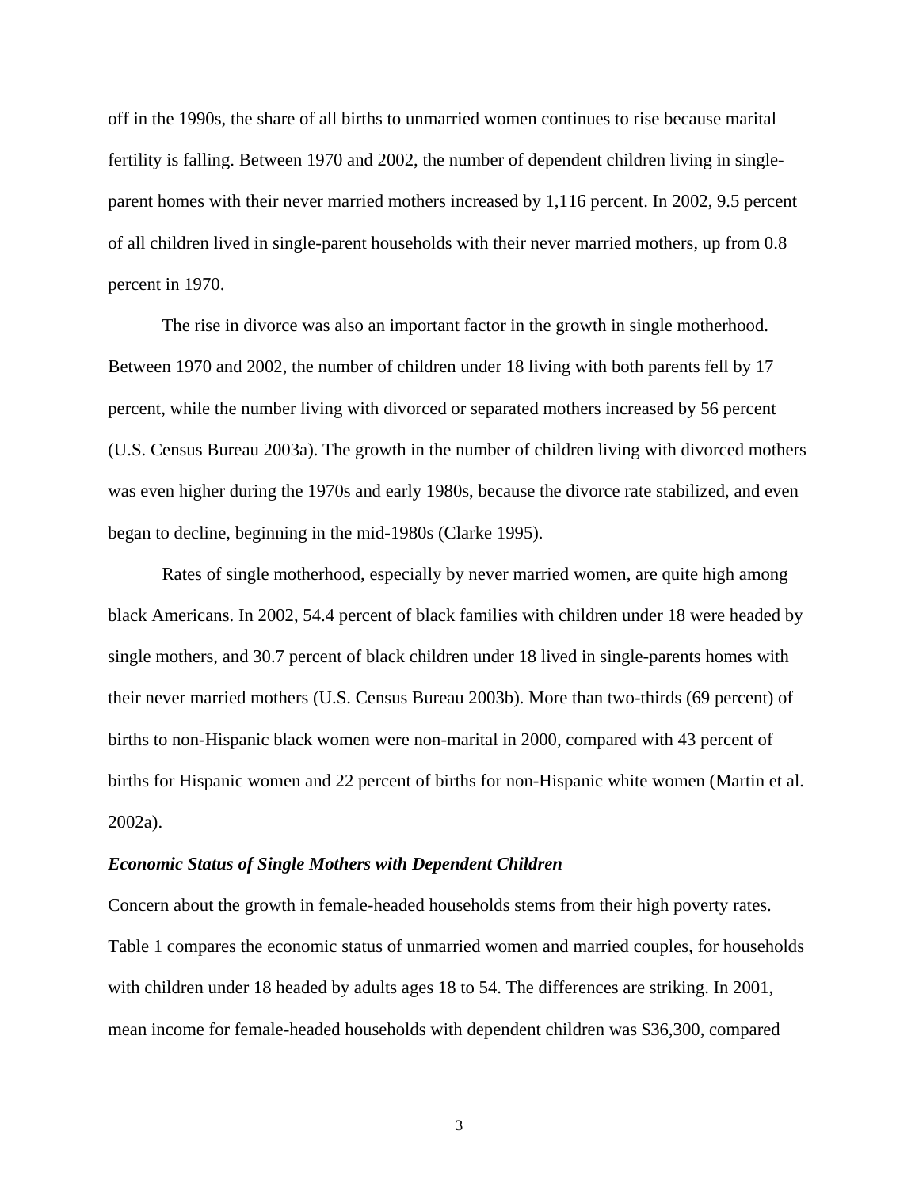off in the 1990s, the share of all births to unmarried women continues to rise because marital fertility is falling. Between 1970 and 2002, the number of dependent children living in single-parent homes with their never married mothers increased by 1,116 percent. In 2002, 9.5 percent of all children lived in single-parent households with their never married mothers, up from 0.8 percent in 1970.

The rise in divorce was also an important factor in the growth in single motherhood. Between 1970 and 2002, the number of children under 18 living with both parents fell by 17 percent, while the number living with divorced or separated mothers increased by 56 percent (U.S. Census Bureau 2003a). The growth in the number of children living with divorced mothers was even higher during the 1970s and early 1980s, because the divorce rate stabilized, and even began to decline, beginning in the mid-1980s (Clarke 1995).

Rates of single motherhood, especially by never married women, are quite high among black Americans. In 2002, 54.4 percent of black families with children under 18 were headed by single mothers, and 30.7 percent of black children under 18 lived in single-parents homes with their never married mothers (U.S. Census Bureau 2003b). More than two-thirds (69 percent) of births to non-Hispanic black women were non-marital in 2000, compared with 43 percent of births for Hispanic women and 22 percent of births for non-Hispanic white women (Martin et al. 2002a).

### *Economic Status of Single Mothers with Dependent Children*

Concern about the growth in female-headed households stems from their high poverty rates. Table 1 compares the economic status of unmarried women and married couples, for households with children under 18 headed by adults ages 18 to 54. The differences are striking. In 2001, mean income for female-headed households with dependent children was $36,300, compared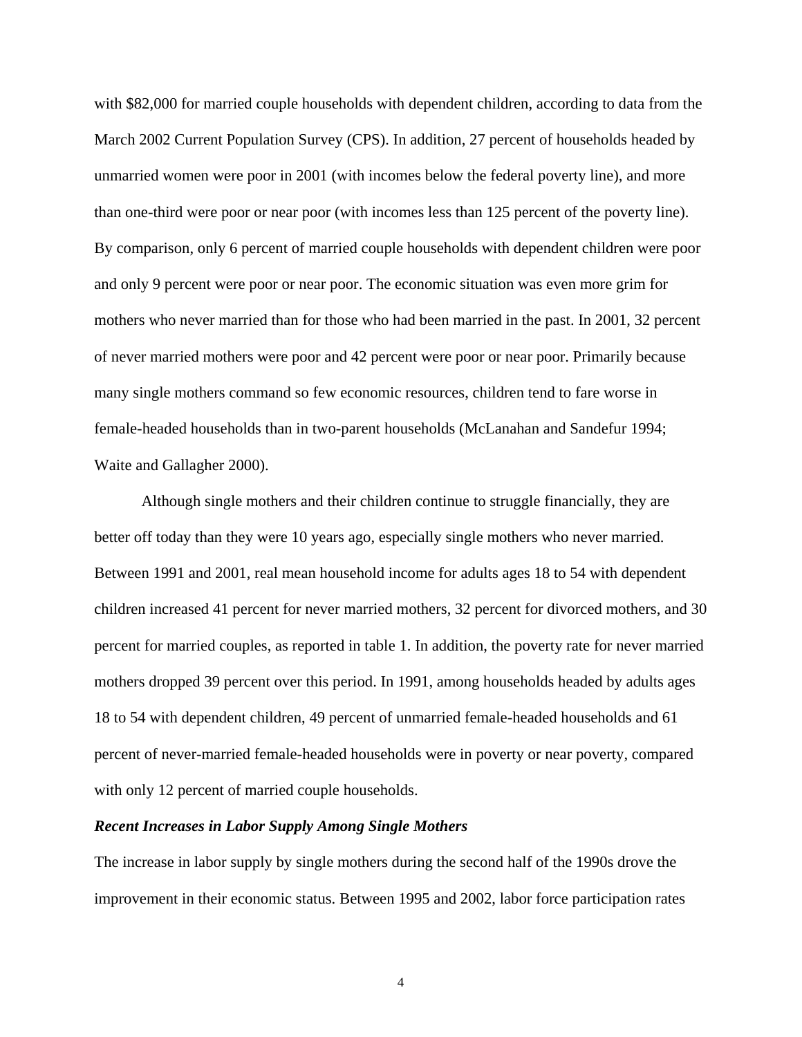with $82,000 for married couple households with dependent children, according to data from the March 2002 Current Population Survey (CPS). In addition, 27 percent of households headed by unmarried women were poor in 2001 (with incomes below the federal poverty line), and more than one-third were poor or near poor (with incomes less than 125 percent of the poverty line). By comparison, only 6 percent of married couple households with dependent children were poor and only 9 percent were poor or near poor. The economic situation was even more grim for mothers who never married than for those who had been married in the past. In 2001, 32 percent of never married mothers were poor and 42 percent were poor or near poor. Primarily because many single mothers command so few economic resources, children tend to fare worse in female-headed households than in two-parent households (McLanahan and Sandefur 1994; Waite and Gallagher 2000).

Although single mothers and their children continue to struggle financially, they are better off today than they were 10 years ago, especially single mothers who never married. Between 1991 and 2001, real mean household income for adults ages 18 to 54 with dependent children increased 41 percent for never married mothers, 32 percent for divorced mothers, and 30 percent for married couples, as reported in table 1. In addition, the poverty rate for never married mothers dropped 39 percent over this period. In 1991, among households headed by adults ages 18 to 54 with dependent children, 49 percent of unmarried female-headed households and 61 percent of never-married female-headed households were in poverty or near poverty, compared with only 12 percent of married couple households.

***Recent Increases in Labor Supply Among Single Mothers***

The increase in labor supply by single mothers during the second half of the 1990s drove the improvement in their economic status. Between 1995 and 2002, labor force participation rates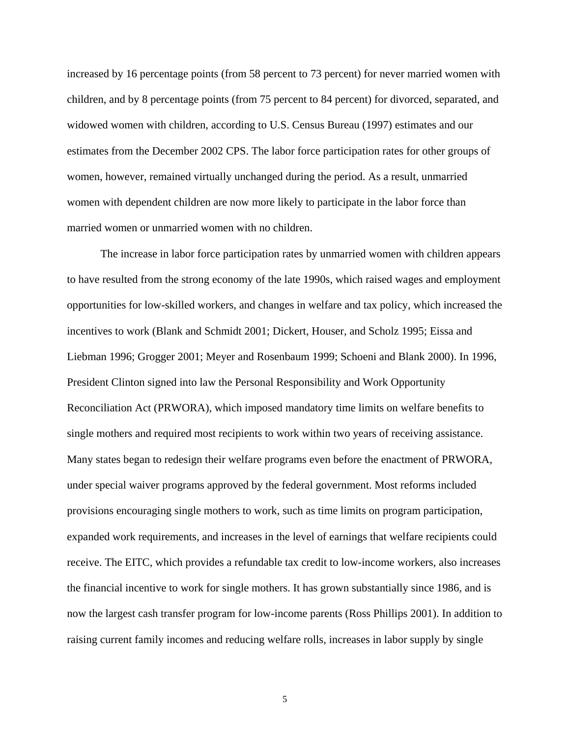increased by 16 percentage points (from 58 percent to 73 percent) for never married women with children, and by 8 percentage points (from 75 percent to 84 percent) for divorced, separated, and widowed women with children, according to U.S. Census Bureau (1997) estimates and our estimates from the December 2002 CPS. The labor force participation rates for other groups of women, however, remained virtually unchanged during the period. As a result, unmarried women with dependent children are now more likely to participate in the labor force than married women or unmarried women with no children.

The increase in labor force participation rates by unmarried women with children appears to have resulted from the strong economy of the late 1990s, which raised wages and employment opportunities for low-skilled workers, and changes in welfare and tax policy, which increased the incentives to work (Blank and Schmidt 2001; Dickert, Houser, and Scholz 1995; Eissa and Liebman 1996; Grogger 2001; Meyer and Rosenbaum 1999; Schoeni and Blank 2000). In 1996, President Clinton signed into law the Personal Responsibility and Work Opportunity Reconciliation Act (PRWORA), which imposed mandatory time limits on welfare benefits to single mothers and required most recipients to work within two years of receiving assistance. Many states began to redesign their welfare programs even before the enactment of PRWORA, under special waiver programs approved by the federal government. Most reforms included provisions encouraging single mothers to work, such as time limits on program participation, expanded work requirements, and increases in the level of earnings that welfare recipients could receive. The EITC, which provides a refundable tax credit to low-income workers, also increases the financial incentive to work for single mothers. It has grown substantially since 1986, and is now the largest cash transfer program for low-income parents (Ross Phillips 2001). In addition to raising current family incomes and reducing welfare rolls, increases in labor supply by single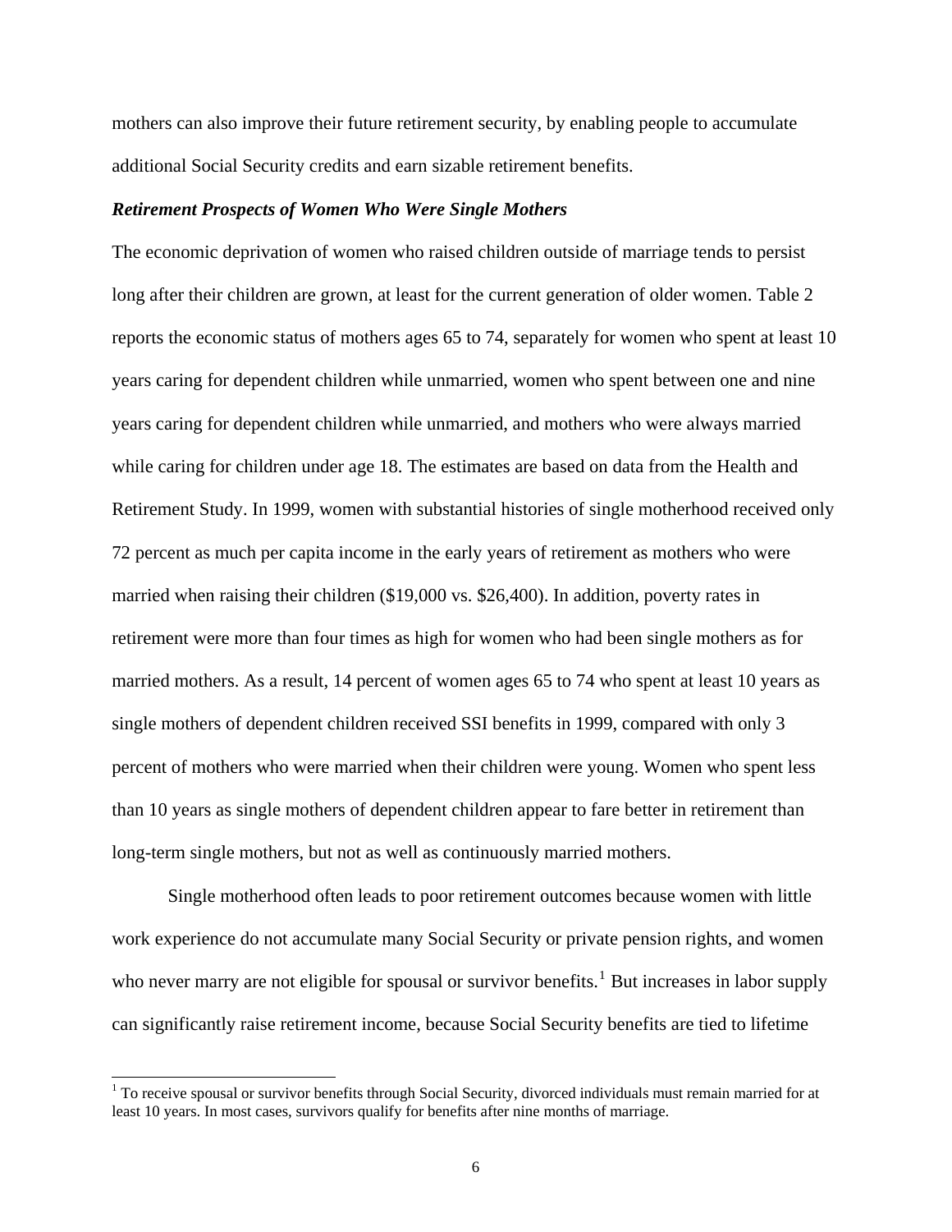mothers can also improve their future retirement security, by enabling people to accumulate additional Social Security credits and earn sizable retirement benefits.

***Retirement Prospects of Women Who Were Single Mothers***

The economic deprivation of women who raised children outside of marriage tends to persist long after their children are grown, at least for the current generation of older women. Table 2 reports the economic status of mothers ages 65 to 74, separately for women who spent at least 10 years caring for dependent children while unmarried, women who spent between one and nine years caring for dependent children while unmarried, and mothers who were always married while caring for children under age 18. The estimates are based on data from the Health and Retirement Study. In 1999, women with substantial histories of single motherhood received only 72 percent as much per capita income in the early years of retirement as mothers who were married when raising their children ($19,000 vs. $26,400). In addition, poverty rates in retirement were more than four times as high for women who had been single mothers as for married mothers. As a result, 14 percent of women ages 65 to 74 who spent at least 10 years as single mothers of dependent children received SSI benefits in 1999, compared with only 3 percent of mothers who were married when their children were young. Women who spent less than 10 years as single mothers of dependent children appear to fare better in retirement than long-term single mothers, but not as well as continuously married mothers.

Single motherhood often leads to poor retirement outcomes because women with little work experience do not accumulate many Social Security or private pension rights, and women who never marry are not eligible for spousal or survivor benefits.[1] But increases in labor supply can significantly raise retirement income, because Social Security benefits are tied to lifetime

[1] To receive spousal or survivor benefits through Social Security, divorced individuals must remain married for at least 10 years. In most cases, survivors qualify for benefits after nine months of marriage.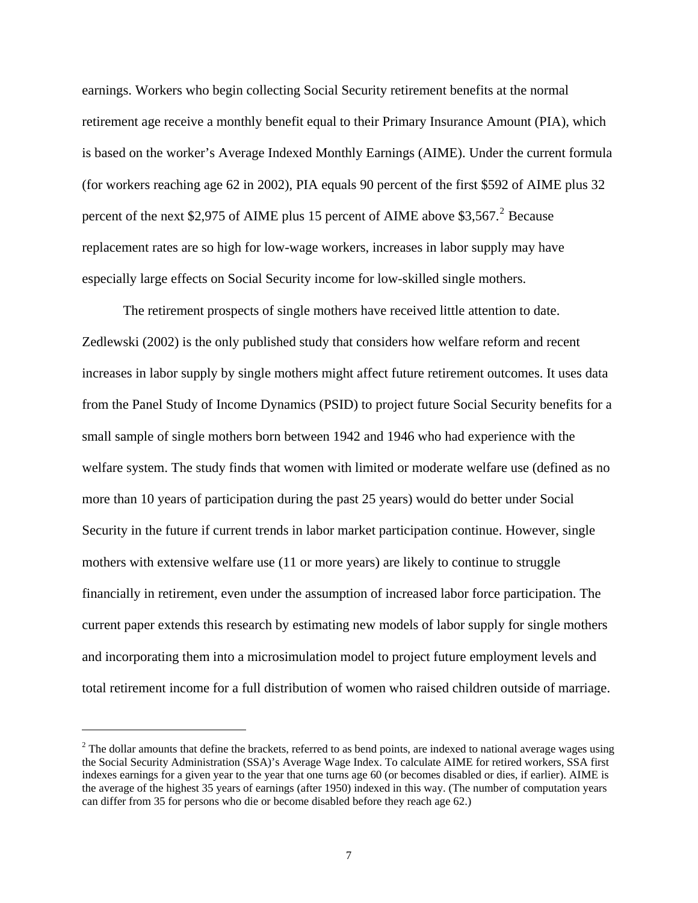earnings. Workers who begin collecting Social Security retirement benefits at the normal retirement age receive a monthly benefit equal to their Primary Insurance Amount (PIA), which is based on the worker's Average Indexed Monthly Earnings (AIME). Under the current formula (for workers reaching age 62 in 2002), PIA equals 90 percent of the first $592 of AIME plus 32 percent of the next $2,975 of AIME plus 15 percent of AIME above $3,567.[2] Because replacement rates are so high for low-wage workers, increases in labor supply may have especially large effects on Social Security income for low-skilled single mothers.

The retirement prospects of single mothers have received little attention to date. Zedlewski (2002) is the only published study that considers how welfare reform and recent increases in labor supply by single mothers might affect future retirement outcomes. It uses data from the Panel Study of Income Dynamics (PSID) to project future Social Security benefits for a small sample of single mothers born between 1942 and 1946 who had experience with the welfare system. The study finds that women with limited or moderate welfare use (defined as no more than 10 years of participation during the past 25 years) would do better under Social Security in the future if current trends in labor market participation continue. However, single mothers with extensive welfare use (11 or more years) are likely to continue to struggle financially in retirement, even under the assumption of increased labor force participation. The current paper extends this research by estimating new models of labor supply for single mothers and incorporating them into a microsimulation model to project future employment levels and total retirement income for a full distribution of women who raised children outside of marriage.

[2] The dollar amounts that define the brackets, referred to as bend points, are indexed to national average wages using the Social Security Administration (SSA)'s Average Wage Index. To calculate AIME for retired workers, SSA first indexes earnings for a given year to the year that one turns age 60 (or becomes disabled or dies, if earlier). AIME is the average of the highest 35 years of earnings (after 1950) indexed in this way. (The number of computation years can differ from 35 for persons who die or become disabled before they reach age 62.)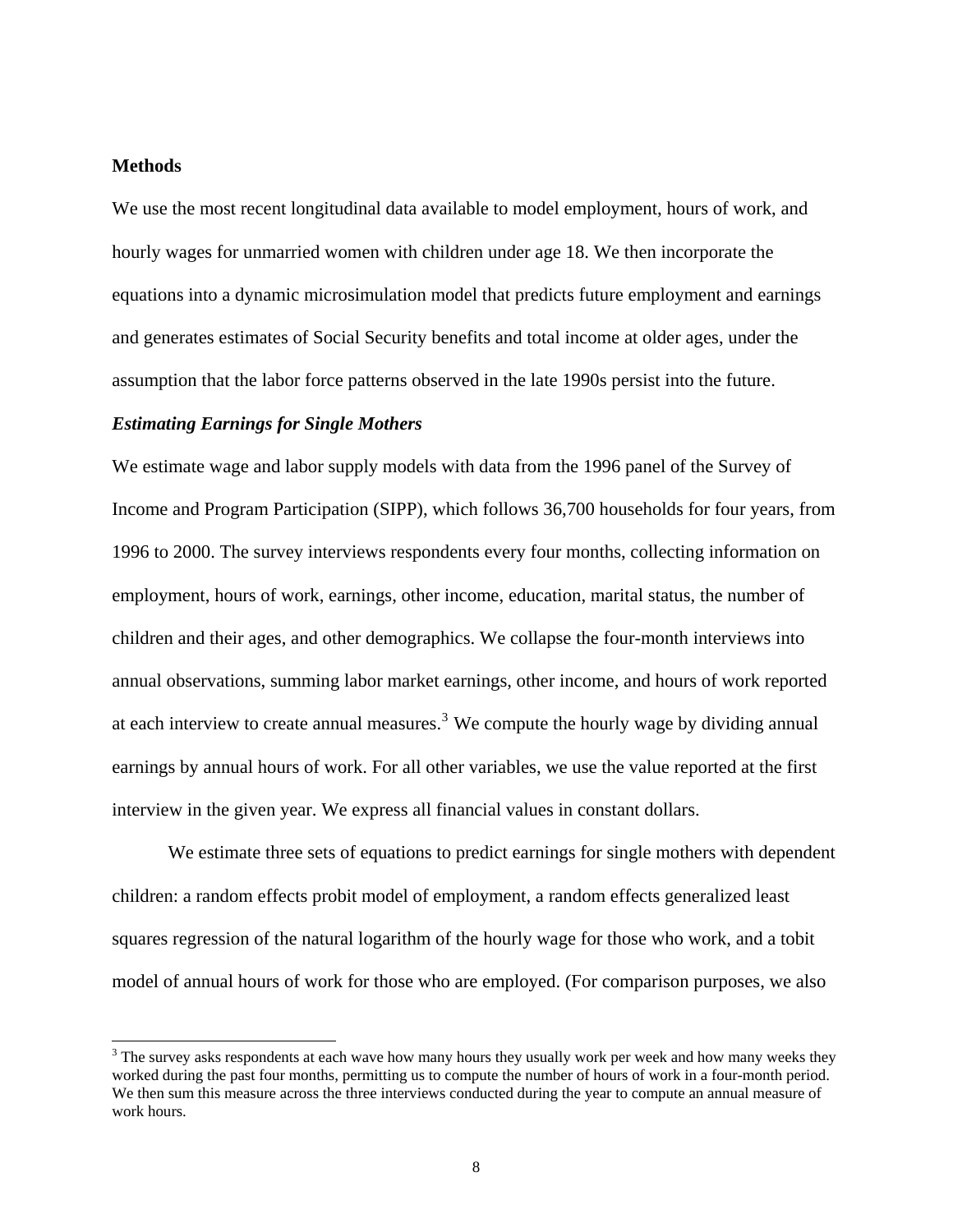## Methods

We use the most recent longitudinal data available to model employment, hours of work, and hourly wages for unmarried women with children under age 18. We then incorporate the equations into a dynamic microsimulation model that predicts future employment and earnings and generates estimates of Social Security benefits and total income at older ages, under the assumption that the labor force patterns observed in the late 1990s persist into the future.

### *Estimating Earnings for Single Mothers*

We estimate wage and labor supply models with data from the 1996 panel of the Survey of Income and Program Participation (SIPP), which follows 36,700 households for four years, from 1996 to 2000. The survey interviews respondents every four months, collecting information on employment, hours of work, earnings, other income, education, marital status, the number of children and their ages, and other demographics. We collapse the four-month interviews into annual observations, summing labor market earnings, other income, and hours of work reported at each interview to create annual measures.[3] We compute the hourly wage by dividing annual earnings by annual hours of work. For all other variables, we use the value reported at the first interview in the given year. We express all financial values in constant dollars.

We estimate three sets of equations to predict earnings for single mothers with dependent children: a random effects probit model of employment, a random effects generalized least squares regression of the natural logarithm of the hourly wage for those who work, and a tobit model of annual hours of work for those who are employed. (For comparison purposes, we also

[3] The survey asks respondents at each wave how many hours they usually work per week and how many weeks they worked during the past four months, permitting us to compute the number of hours of work in a four-month period. We then sum this measure across the three interviews conducted during the year to compute an annual measure of work hours.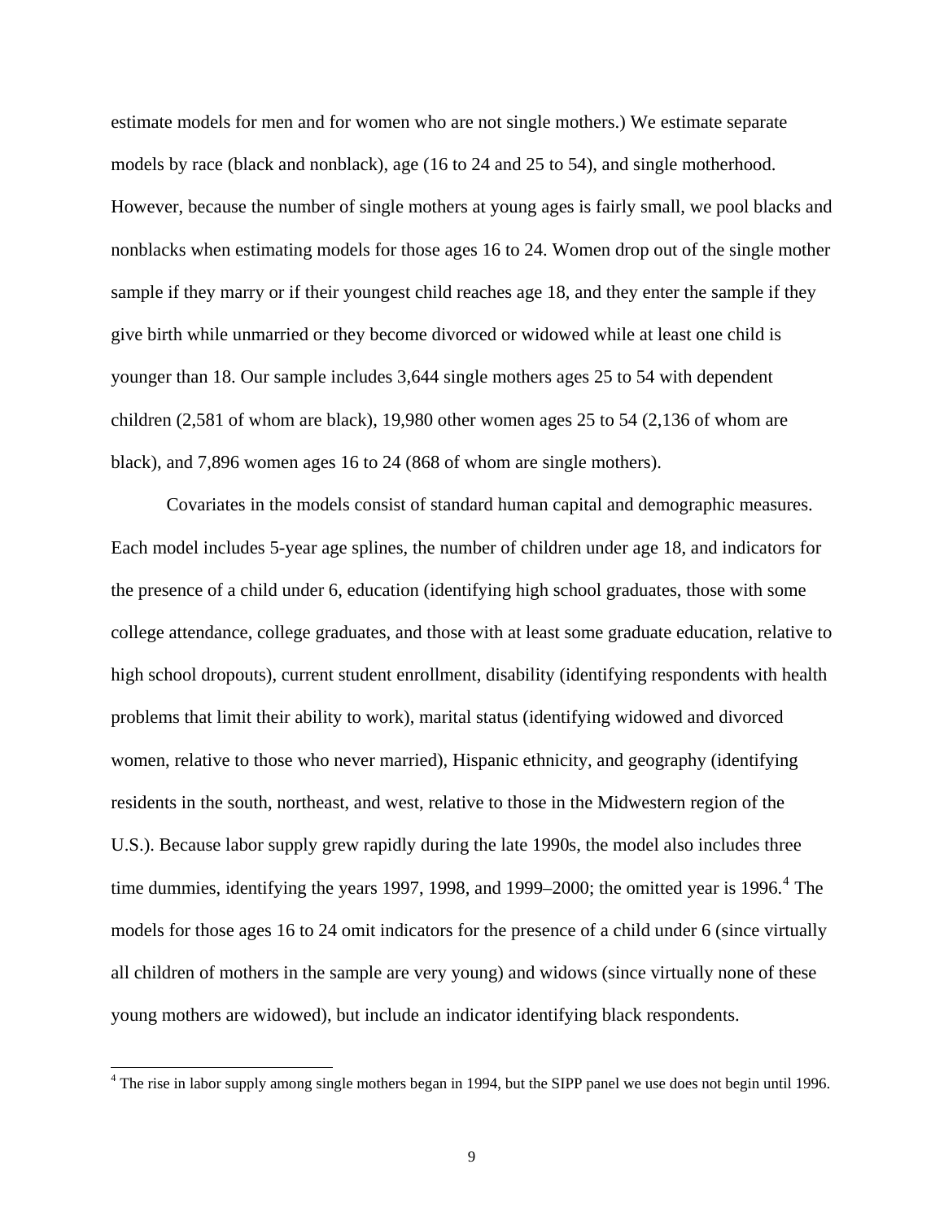estimate models for men and for women who are not single mothers.) We estimate separate models by race (black and nonblack), age (16 to 24 and 25 to 54), and single motherhood. However, because the number of single mothers at young ages is fairly small, we pool blacks and nonblacks when estimating models for those ages 16 to 24. Women drop out of the single mother sample if they marry or if their youngest child reaches age 18, and they enter the sample if they give birth while unmarried or they become divorced or widowed while at least one child is younger than 18. Our sample includes 3,644 single mothers ages 25 to 54 with dependent children (2,581 of whom are black), 19,980 other women ages 25 to 54 (2,136 of whom are black), and 7,896 women ages 16 to 24 (868 of whom are single mothers).

Covariates in the models consist of standard human capital and demographic measures. Each model includes 5-year age splines, the number of children under age 18, and indicators for the presence of a child under 6, education (identifying high school graduates, those with some college attendance, college graduates, and those with at least some graduate education, relative to high school dropouts), current student enrollment, disability (identifying respondents with health problems that limit their ability to work), marital status (identifying widowed and divorced women, relative to those who never married), Hispanic ethnicity, and geography (identifying residents in the south, northeast, and west, relative to those in the Midwestern region of the U.S.). Because labor supply grew rapidly during the late 1990s, the model also includes three time dummies, identifying the years 1997, 1998, and 1999–2000; the omitted year is 1996.[4] The models for those ages 16 to 24 omit indicators for the presence of a child under 6 (since virtually all children of mothers in the sample are very young) and widows (since virtually none of these young mothers are widowed), but include an indicator identifying black respondents.

[4] The rise in labor supply among single mothers began in 1994, but the SIPP panel we use does not begin until 1996.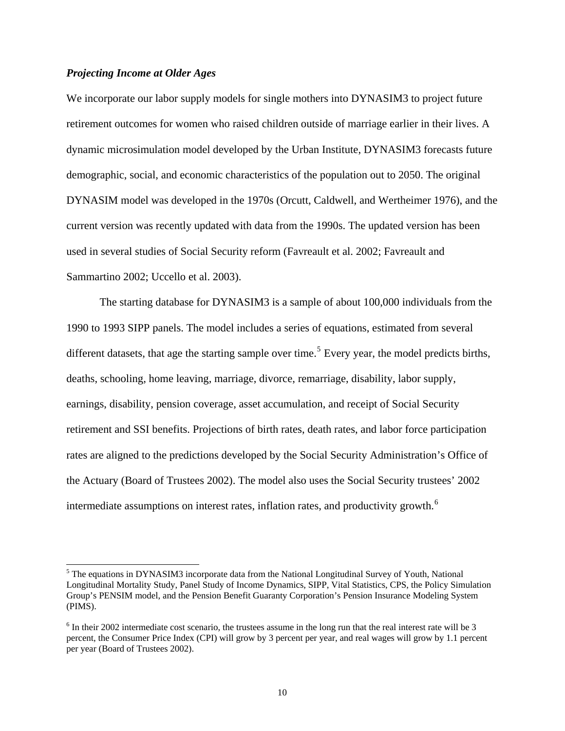### *Projecting Income at Older Ages*

We incorporate our labor supply models for single mothers into DYNASIM3 to project future retirement outcomes for women who raised children outside of marriage earlier in their lives. A dynamic microsimulation model developed by the Urban Institute, DYNASIM3 forecasts future demographic, social, and economic characteristics of the population out to 2050. The original DYNASIM model was developed in the 1970s (Orcutt, Caldwell, and Wertheimer 1976), and the current version was recently updated with data from the 1990s. The updated version has been used in several studies of Social Security reform (Favreault et al. 2002; Favreault and Sammartino 2002; Uccello et al. 2003).

The starting database for DYNASIM3 is a sample of about 100,000 individuals from the 1990 to 1993 SIPP panels. The model includes a series of equations, estimated from several different datasets, that age the starting sample over time.[5] Every year, the model predicts births, deaths, schooling, home leaving, marriage, divorce, remarriage, disability, labor supply, earnings, disability, pension coverage, asset accumulation, and receipt of Social Security retirement and SSI benefits. Projections of birth rates, death rates, and labor force participation rates are aligned to the predictions developed by the Social Security Administration's Office of the Actuary (Board of Trustees 2002). The model also uses the Social Security trustees' 2002 intermediate assumptions on interest rates, inflation rates, and productivity growth.[6]

---

[5] The equations in DYNASIM3 incorporate data from the National Longitudinal Survey of Youth, National Longitudinal Mortality Study, Panel Study of Income Dynamics, SIPP, Vital Statistics, CPS, the Policy Simulation Group's PENSIM model, and the Pension Benefit Guaranty Corporation's Pension Insurance Modeling System (PIMS).

[6] In their 2002 intermediate cost scenario, the trustees assume in the long run that the real interest rate will be 3 percent, the Consumer Price Index (CPI) will grow by 3 percent per year, and real wages will grow by 1.1 percent per year (Board of Trustees 2002).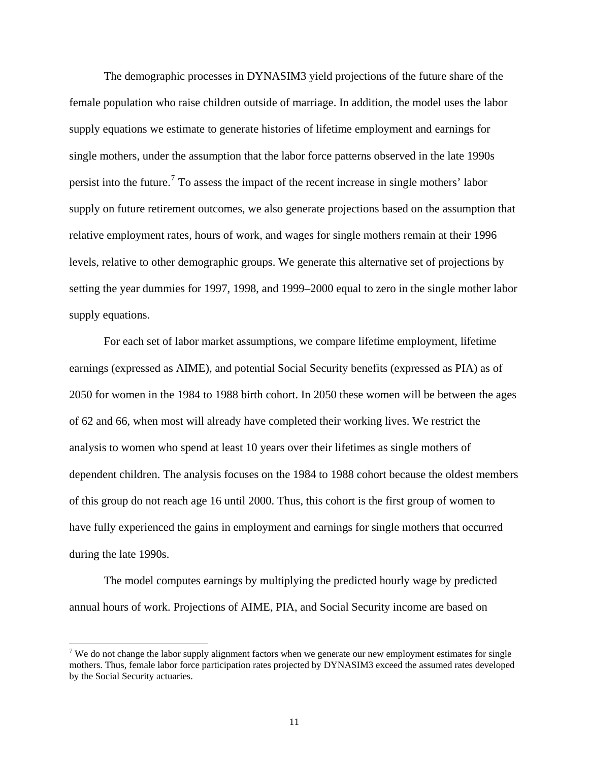The demographic processes in DYNASIM3 yield projections of the future share of the female population who raise children outside of marriage. In addition, the model uses the labor supply equations we estimate to generate histories of lifetime employment and earnings for single mothers, under the assumption that the labor force patterns observed in the late 1990s persist into the future.[7] To assess the impact of the recent increase in single mothers' labor supply on future retirement outcomes, we also generate projections based on the assumption that relative employment rates, hours of work, and wages for single mothers remain at their 1996 levels, relative to other demographic groups. We generate this alternative set of projections by setting the year dummies for 1997, 1998, and 1999–2000 equal to zero in the single mother labor supply equations.

For each set of labor market assumptions, we compare lifetime employment, lifetime earnings (expressed as AIME), and potential Social Security benefits (expressed as PIA) as of 2050 for women in the 1984 to 1988 birth cohort. In 2050 these women will be between the ages of 62 and 66, when most will already have completed their working lives. We restrict the analysis to women who spend at least 10 years over their lifetimes as single mothers of dependent children. The analysis focuses on the 1984 to 1988 cohort because the oldest members of this group do not reach age 16 until 2000. Thus, this cohort is the first group of women to have fully experienced the gains in employment and earnings for single mothers that occurred during the late 1990s.

The model computes earnings by multiplying the predicted hourly wage by predicted annual hours of work. Projections of AIME, PIA, and Social Security income are based on

[7] We do not change the labor supply alignment factors when we generate our new employment estimates for single mothers. Thus, female labor force participation rates projected by DYNASIM3 exceed the assumed rates developed by the Social Security actuaries.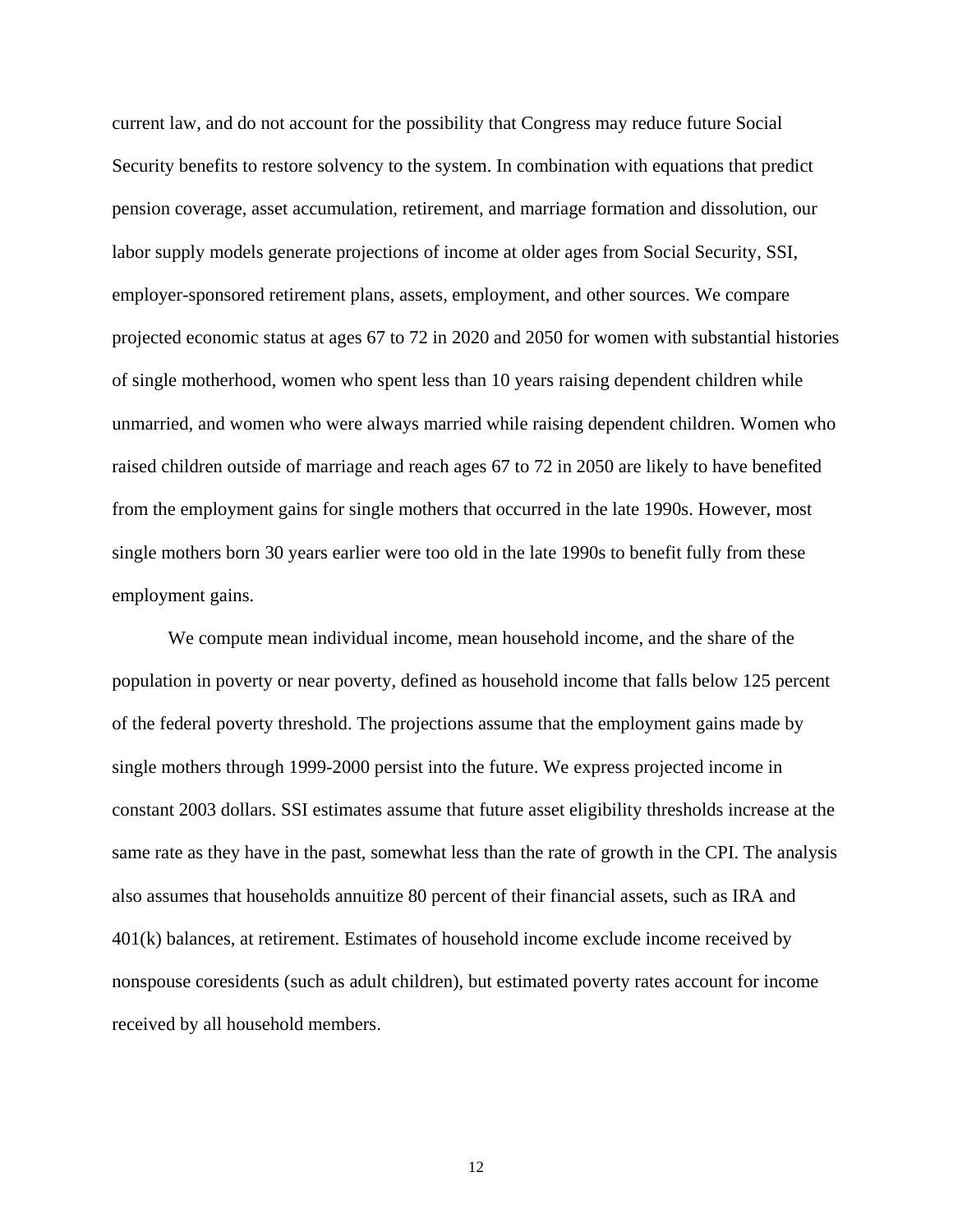current law, and do not account for the possibility that Congress may reduce future Social Security benefits to restore solvency to the system. In combination with equations that predict pension coverage, asset accumulation, retirement, and marriage formation and dissolution, our labor supply models generate projections of income at older ages from Social Security, SSI, employer-sponsored retirement plans, assets, employment, and other sources. We compare projected economic status at ages 67 to 72 in 2020 and 2050 for women with substantial histories of single motherhood, women who spent less than 10 years raising dependent children while unmarried, and women who were always married while raising dependent children. Women who raised children outside of marriage and reach ages 67 to 72 in 2050 are likely to have benefited from the employment gains for single mothers that occurred in the late 1990s. However, most single mothers born 30 years earlier were too old in the late 1990s to benefit fully from these employment gains.

We compute mean individual income, mean household income, and the share of the population in poverty or near poverty, defined as household income that falls below 125 percent of the federal poverty threshold. The projections assume that the employment gains made by single mothers through 1999-2000 persist into the future. We express projected income in constant 2003 dollars. SSI estimates assume that future asset eligibility thresholds increase at the same rate as they have in the past, somewhat less than the rate of growth in the CPI. The analysis also assumes that households annuitize 80 percent of their financial assets, such as IRA and 401(k) balances, at retirement. Estimates of household income exclude income received by nonspouse coresidents (such as adult children), but estimated poverty rates account for income received by all household members.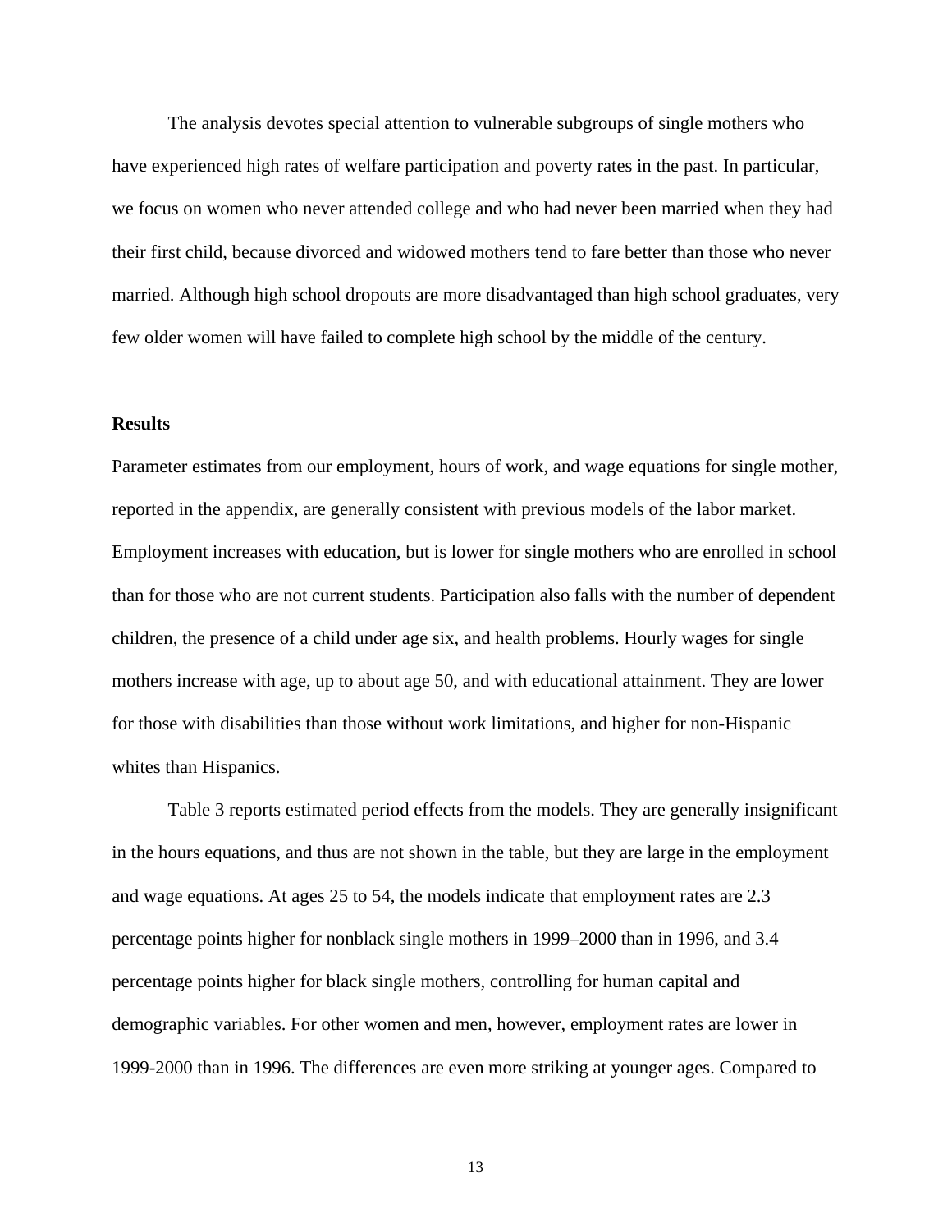The analysis devotes special attention to vulnerable subgroups of single mothers who have experienced high rates of welfare participation and poverty rates in the past. In particular, we focus on women who never attended college and who had never been married when they had their first child, because divorced and widowed mothers tend to fare better than those who never married. Although high school dropouts are more disadvantaged than high school graduates, very few older women will have failed to complete high school by the middle of the century.

## Results

Parameter estimates from our employment, hours of work, and wage equations for single mother, reported in the appendix, are generally consistent with previous models of the labor market. Employment increases with education, but is lower for single mothers who are enrolled in school than for those who are not current students. Participation also falls with the number of dependent children, the presence of a child under age six, and health problems. Hourly wages for single mothers increase with age, up to about age 50, and with educational attainment. They are lower for those with disabilities than those without work limitations, and higher for non-Hispanic whites than Hispanics.

Table 3 reports estimated period effects from the models. They are generally insignificant in the hours equations, and thus are not shown in the table, but they are large in the employment and wage equations. At ages 25 to 54, the models indicate that employment rates are 2.3 percentage points higher for nonblack single mothers in 1999–2000 than in 1996, and 3.4 percentage points higher for black single mothers, controlling for human capital and demographic variables. For other women and men, however, employment rates are lower in 1999-2000 than in 1996. The differences are even more striking at younger ages. Compared to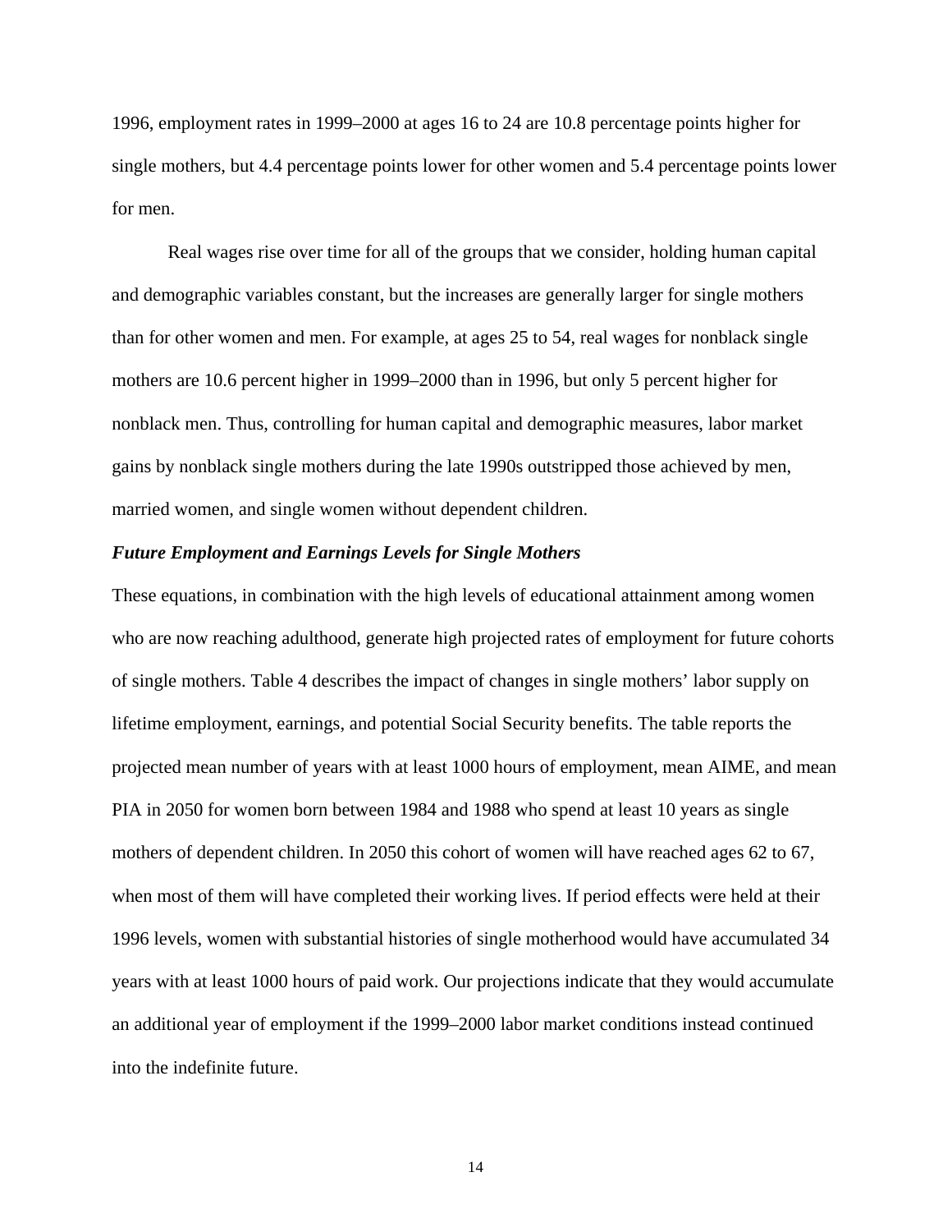1996, employment rates in 1999–2000 at ages 16 to 24 are 10.8 percentage points higher for single mothers, but 4.4 percentage points lower for other women and 5.4 percentage points lower for men.

Real wages rise over time for all of the groups that we consider, holding human capital and demographic variables constant, but the increases are generally larger for single mothers than for other women and men. For example, at ages 25 to 54, real wages for nonblack single mothers are 10.6 percent higher in 1999–2000 than in 1996, but only 5 percent higher for nonblack men. Thus, controlling for human capital and demographic measures, labor market gains by nonblack single mothers during the late 1990s outstripped those achieved by men, married women, and single women without dependent children.

### *Future Employment and Earnings Levels for Single Mothers*

These equations, in combination with the high levels of educational attainment among women who are now reaching adulthood, generate high projected rates of employment for future cohorts of single mothers. Table 4 describes the impact of changes in single mothers' labor supply on lifetime employment, earnings, and potential Social Security benefits. The table reports the projected mean number of years with at least 1000 hours of employment, mean AIME, and mean PIA in 2050 for women born between 1984 and 1988 who spend at least 10 years as single mothers of dependent children. In 2050 this cohort of women will have reached ages 62 to 67, when most of them will have completed their working lives. If period effects were held at their 1996 levels, women with substantial histories of single motherhood would have accumulated 34 years with at least 1000 hours of paid work. Our projections indicate that they would accumulate an additional year of employment if the 1999–2000 labor market conditions instead continued into the indefinite future.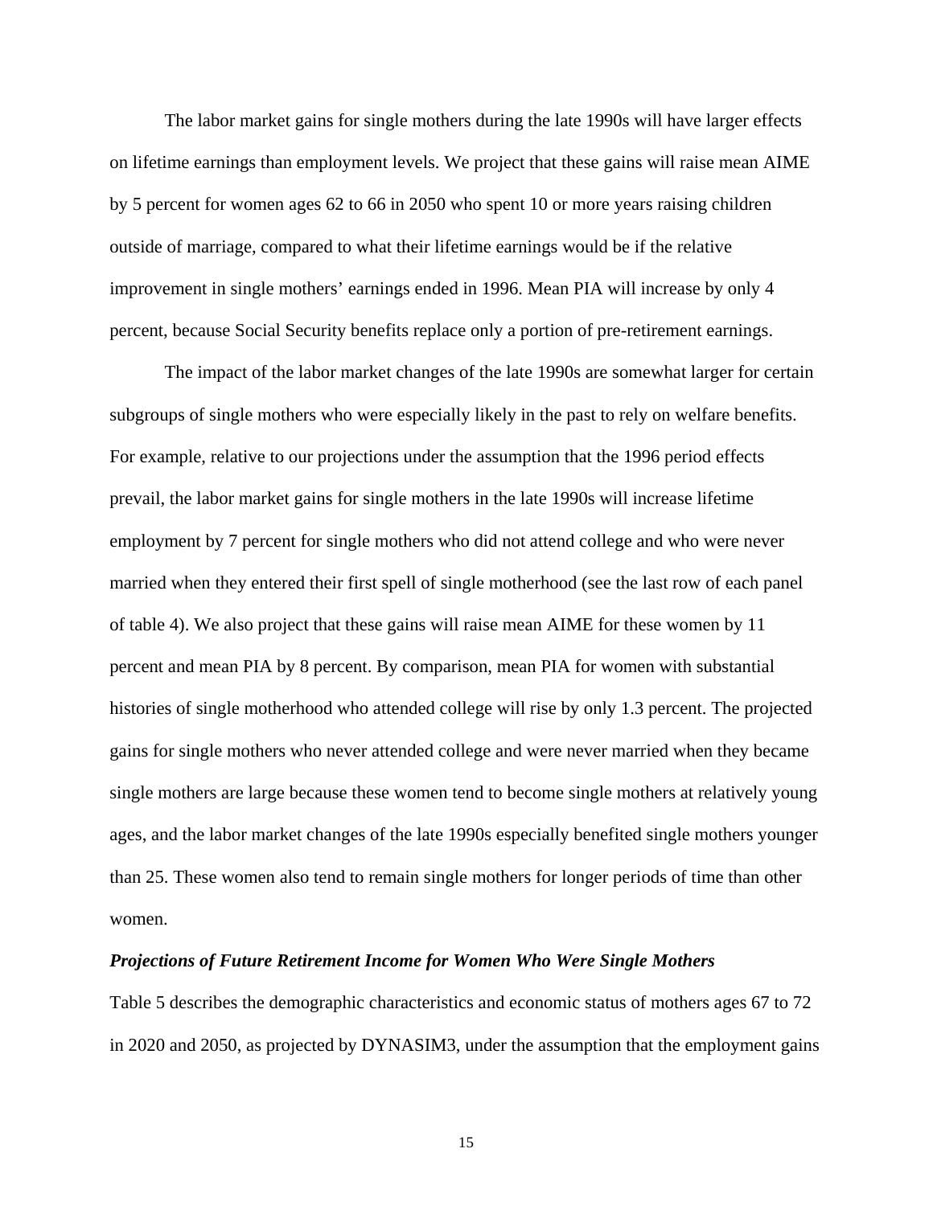The labor market gains for single mothers during the late 1990s will have larger effects on lifetime earnings than employment levels. We project that these gains will raise mean AIME by 5 percent for women ages 62 to 66 in 2050 who spent 10 or more years raising children outside of marriage, compared to what their lifetime earnings would be if the relative improvement in single mothers' earnings ended in 1996. Mean PIA will increase by only 4 percent, because Social Security benefits replace only a portion of pre-retirement earnings.

The impact of the labor market changes of the late 1990s are somewhat larger for certain subgroups of single mothers who were especially likely in the past to rely on welfare benefits. For example, relative to our projections under the assumption that the 1996 period effects prevail, the labor market gains for single mothers in the late 1990s will increase lifetime employment by 7 percent for single mothers who did not attend college and who were never married when they entered their first spell of single motherhood (see the last row of each panel of table 4). We also project that these gains will raise mean AIME for these women by 11 percent and mean PIA by 8 percent. By comparison, mean PIA for women with substantial histories of single motherhood who attended college will rise by only 1.3 percent. The projected gains for single mothers who never attended college and were never married when they became single mothers are large because these women tend to become single mothers at relatively young ages, and the labor market changes of the late 1990s especially benefited single mothers younger than 25. These women also tend to remain single mothers for longer periods of time than other women.

### *Projections of Future Retirement Income for Women Who Were Single Mothers*

Table 5 describes the demographic characteristics and economic status of mothers ages 67 to 72 in 2020 and 2050, as projected by DYNASIM3, under the assumption that the employment gains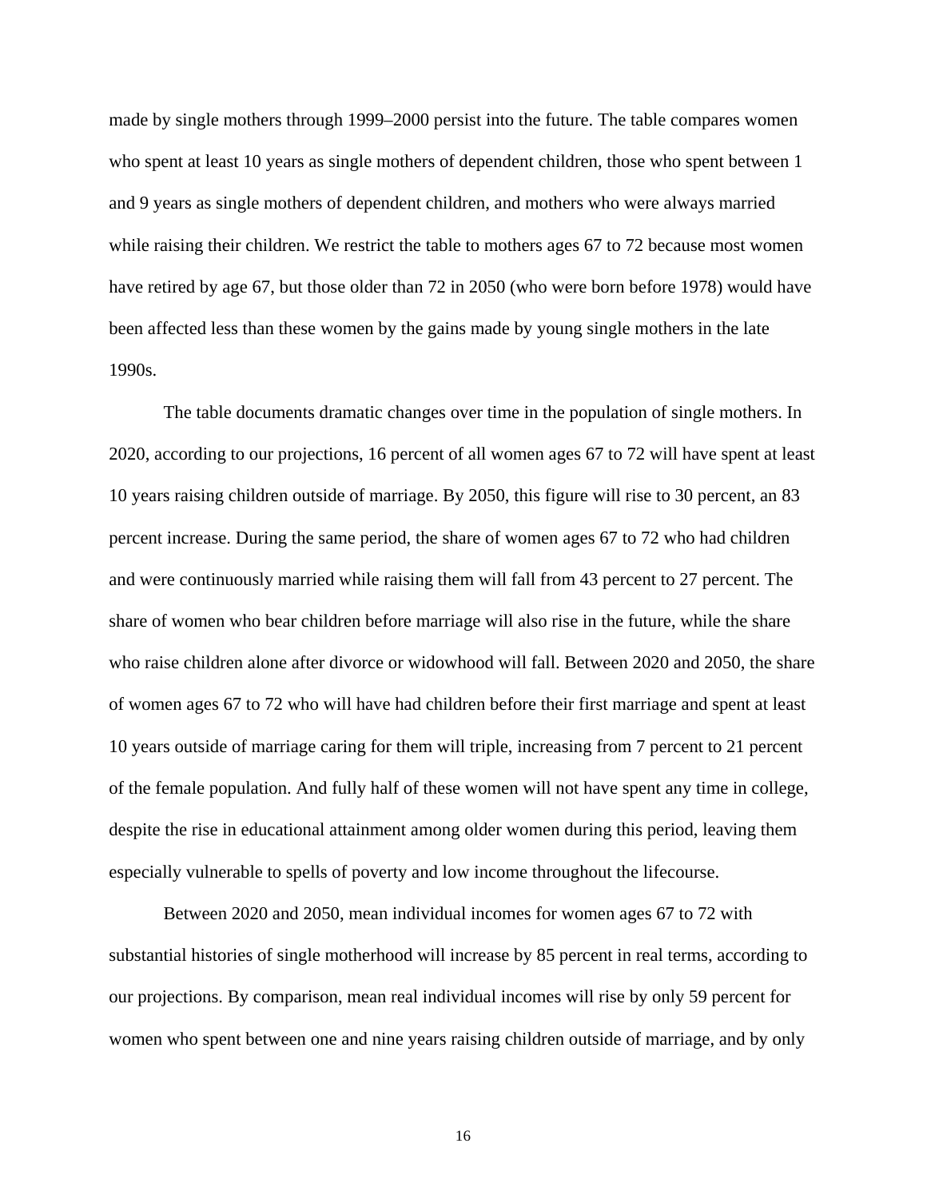made by single mothers through 1999–2000 persist into the future. The table compares women who spent at least 10 years as single mothers of dependent children, those who spent between 1 and 9 years as single mothers of dependent children, and mothers who were always married while raising their children. We restrict the table to mothers ages 67 to 72 because most women have retired by age 67, but those older than 72 in 2050 (who were born before 1978) would have been affected less than these women by the gains made by young single mothers in the late 1990s.

The table documents dramatic changes over time in the population of single mothers. In 2020, according to our projections, 16 percent of all women ages 67 to 72 will have spent at least 10 years raising children outside of marriage. By 2050, this figure will rise to 30 percent, an 83 percent increase. During the same period, the share of women ages 67 to 72 who had children and were continuously married while raising them will fall from 43 percent to 27 percent. The share of women who bear children before marriage will also rise in the future, while the share who raise children alone after divorce or widowhood will fall. Between 2020 and 2050, the share of women ages 67 to 72 who will have had children before their first marriage and spent at least 10 years outside of marriage caring for them will triple, increasing from 7 percent to 21 percent of the female population. And fully half of these women will not have spent any time in college, despite the rise in educational attainment among older women during this period, leaving them especially vulnerable to spells of poverty and low income throughout the lifecourse.

Between 2020 and 2050, mean individual incomes for women ages 67 to 72 with substantial histories of single motherhood will increase by 85 percent in real terms, according to our projections. By comparison, mean real individual incomes will rise by only 59 percent for women who spent between one and nine years raising children outside of marriage, and by only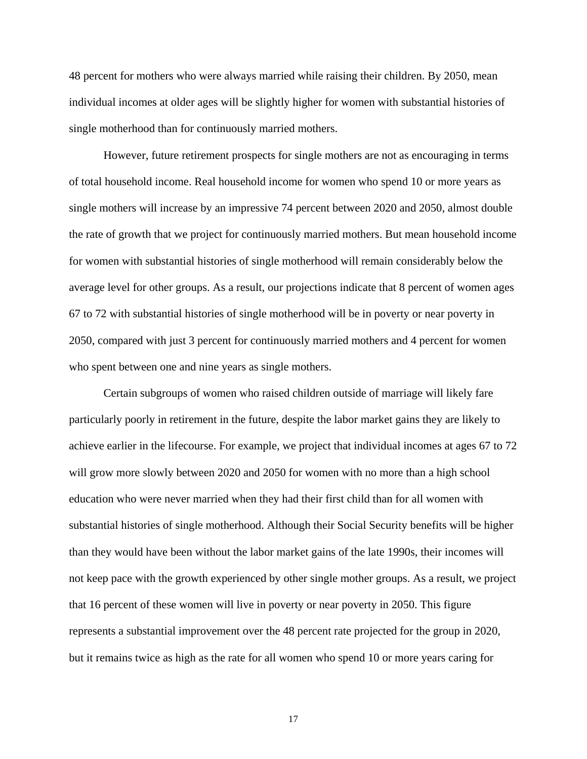48 percent for mothers who were always married while raising their children. By 2050, mean individual incomes at older ages will be slightly higher for women with substantial histories of single motherhood than for continuously married mothers.

However, future retirement prospects for single mothers are not as encouraging in terms of total household income. Real household income for women who spend 10 or more years as single mothers will increase by an impressive 74 percent between 2020 and 2050, almost double the rate of growth that we project for continuously married mothers. But mean household income for women with substantial histories of single motherhood will remain considerably below the average level for other groups. As a result, our projections indicate that 8 percent of women ages 67 to 72 with substantial histories of single motherhood will be in poverty or near poverty in 2050, compared with just 3 percent for continuously married mothers and 4 percent for women who spent between one and nine years as single mothers.

Certain subgroups of women who raised children outside of marriage will likely fare particularly poorly in retirement in the future, despite the labor market gains they are likely to achieve earlier in the lifecourse. For example, we project that individual incomes at ages 67 to 72 will grow more slowly between 2020 and 2050 for women with no more than a high school education who were never married when they had their first child than for all women with substantial histories of single motherhood. Although their Social Security benefits will be higher than they would have been without the labor market gains of the late 1990s, their incomes will not keep pace with the growth experienced by other single mother groups. As a result, we project that 16 percent of these women will live in poverty or near poverty in 2050. This figure represents a substantial improvement over the 48 percent rate projected for the group in 2020, but it remains twice as high as the rate for all women who spend 10 or more years caring for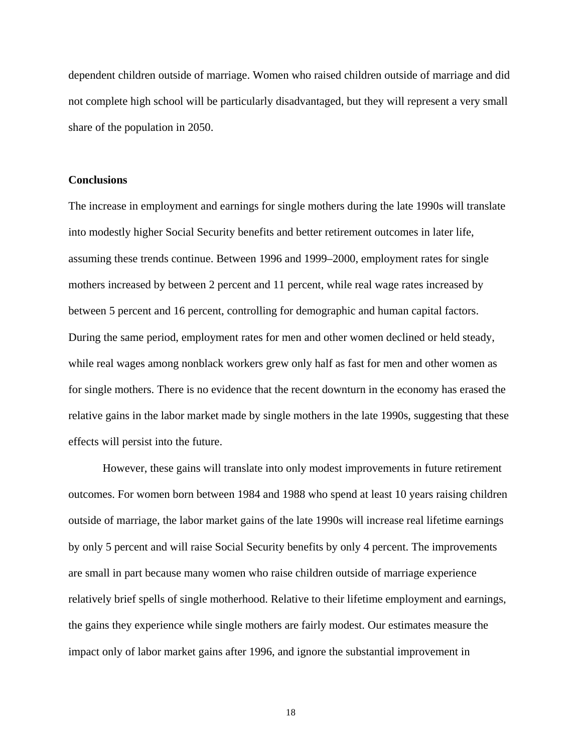dependent children outside of marriage. Women who raised children outside of marriage and did not complete high school will be particularly disadvantaged, but they will represent a very small share of the population in 2050.

## Conclusions

The increase in employment and earnings for single mothers during the late 1990s will translate into modestly higher Social Security benefits and better retirement outcomes in later life, assuming these trends continue. Between 1996 and 1999–2000, employment rates for single mothers increased by between 2 percent and 11 percent, while real wage rates increased by between 5 percent and 16 percent, controlling for demographic and human capital factors. During the same period, employment rates for men and other women declined or held steady, while real wages among nonblack workers grew only half as fast for men and other women as for single mothers. There is no evidence that the recent downturn in the economy has erased the relative gains in the labor market made by single mothers in the late 1990s, suggesting that these effects will persist into the future.

However, these gains will translate into only modest improvements in future retirement outcomes. For women born between 1984 and 1988 who spend at least 10 years raising children outside of marriage, the labor market gains of the late 1990s will increase real lifetime earnings by only 5 percent and will raise Social Security benefits by only 4 percent. The improvements are small in part because many women who raise children outside of marriage experience relatively brief spells of single motherhood. Relative to their lifetime employment and earnings, the gains they experience while single mothers are fairly modest. Our estimates measure the impact only of labor market gains after 1996, and ignore the substantial improvement in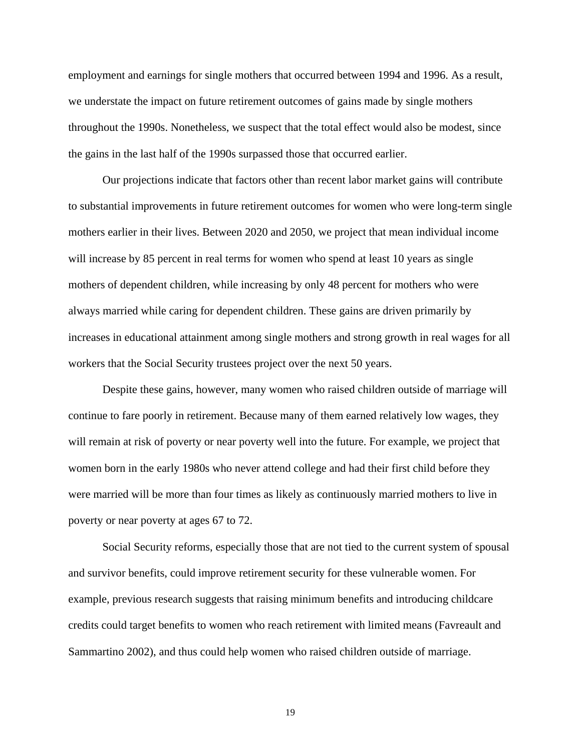employment and earnings for single mothers that occurred between 1994 and 1996. As a result, we understate the impact on future retirement outcomes of gains made by single mothers throughout the 1990s. Nonetheless, we suspect that the total effect would also be modest, since the gains in the last half of the 1990s surpassed those that occurred earlier.

Our projections indicate that factors other than recent labor market gains will contribute to substantial improvements in future retirement outcomes for women who were long-term single mothers earlier in their lives. Between 2020 and 2050, we project that mean individual income will increase by 85 percent in real terms for women who spend at least 10 years as single mothers of dependent children, while increasing by only 48 percent for mothers who were always married while caring for dependent children. These gains are driven primarily by increases in educational attainment among single mothers and strong growth in real wages for all workers that the Social Security trustees project over the next 50 years.

Despite these gains, however, many women who raised children outside of marriage will continue to fare poorly in retirement. Because many of them earned relatively low wages, they will remain at risk of poverty or near poverty well into the future. For example, we project that women born in the early 1980s who never attend college and had their first child before they were married will be more than four times as likely as continuously married mothers to live in poverty or near poverty at ages 67 to 72.

Social Security reforms, especially those that are not tied to the current system of spousal and survivor benefits, could improve retirement security for these vulnerable women. For example, previous research suggests that raising minimum benefits and introducing childcare credits could target benefits to women who reach retirement with limited means (Favreault and Sammartino 2002), and thus could help women who raised children outside of marriage.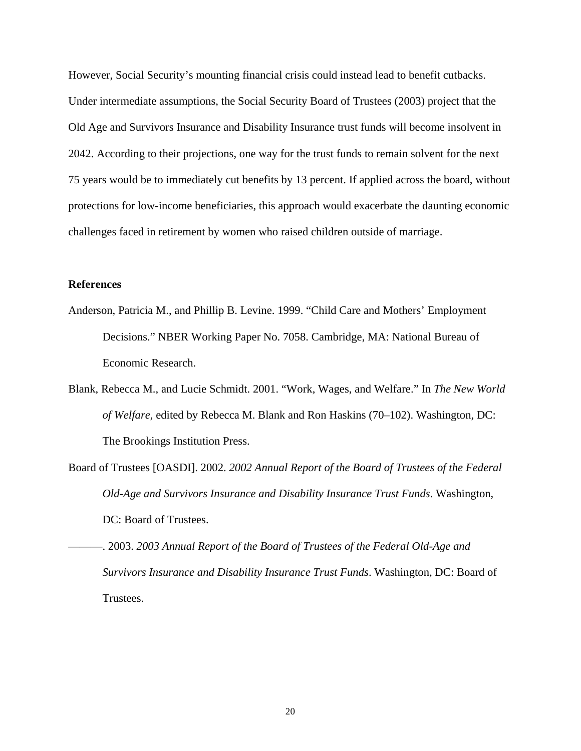However, Social Security's mounting financial crisis could instead lead to benefit cutbacks. Under intermediate assumptions, the Social Security Board of Trustees (2003) project that the Old Age and Survivors Insurance and Disability Insurance trust funds will become insolvent in 2042. According to their projections, one way for the trust funds to remain solvent for the next 75 years would be to immediately cut benefits by 13 percent. If applied across the board, without protections for low-income beneficiaries, this approach would exacerbate the daunting economic challenges faced in retirement by women who raised children outside of marriage.

**References**

Anderson, Patricia M., and Phillip B. Levine. 1999. "Child Care and Mothers' Employment Decisions." NBER Working Paper No. 7058. Cambridge, MA: National Bureau of Economic Research.

Blank, Rebecca M., and Lucie Schmidt. 2001. "Work, Wages, and Welfare." In *The New World of Welfare,* edited by Rebecca M. Blank and Ron Haskins (70–102). Washington, DC: The Brookings Institution Press.

Board of Trustees [OASDI]. 2002. *2002 Annual Report of the Board of Trustees of the Federal Old-Age and Survivors Insurance and Disability Insurance Trust Funds*. Washington, DC: Board of Trustees.

———. 2003. *2003 Annual Report of the Board of Trustees of the Federal Old-Age and Survivors Insurance and Disability Insurance Trust Funds*. Washington, DC: Board of Trustees.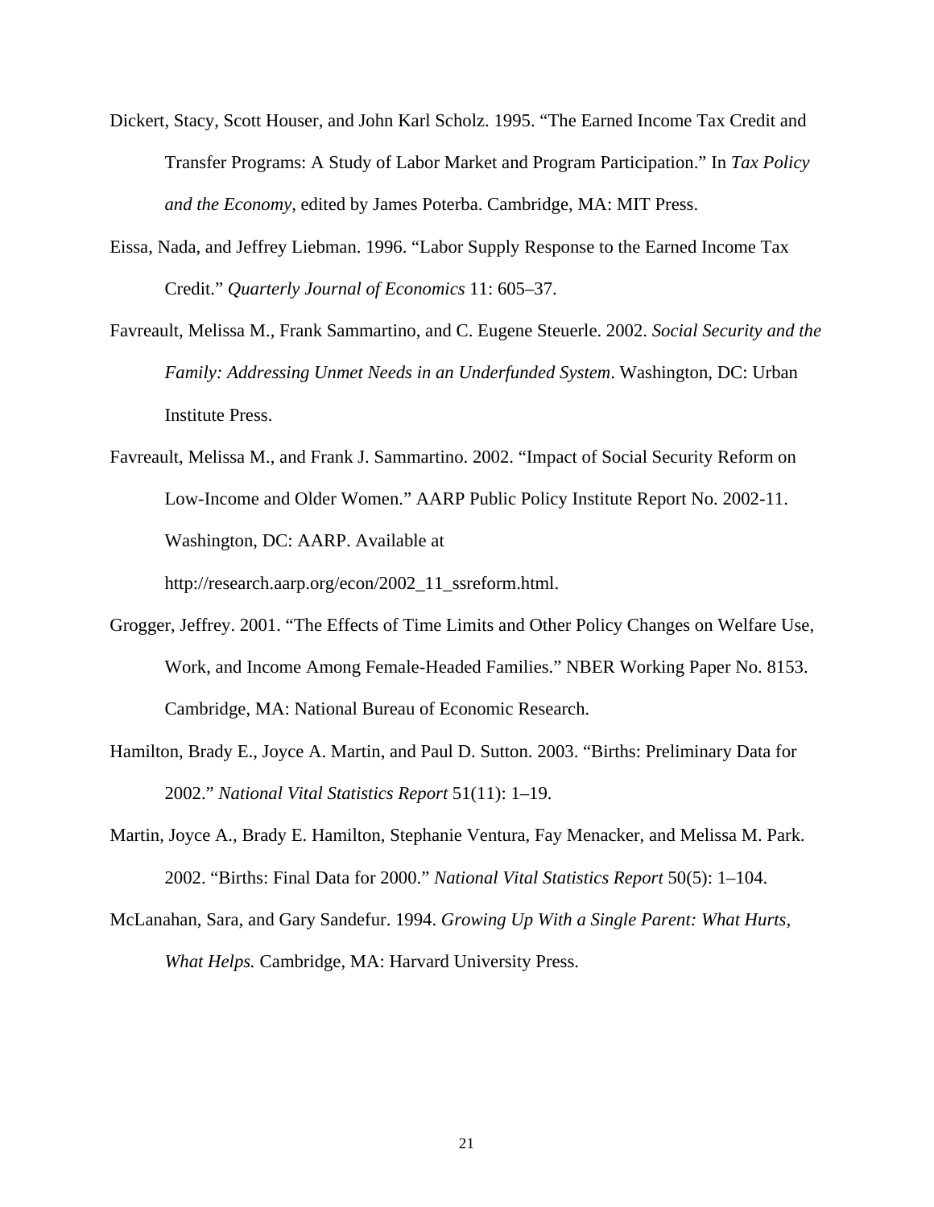Dickert, Stacy, Scott Houser, and John Karl Scholz. 1995. "The Earned Income Tax Credit and Transfer Programs: A Study of Labor Market and Program Participation." In *Tax Policy and the Economy*, edited by James Poterba. Cambridge, MA: MIT Press.

Eissa, Nada, and Jeffrey Liebman. 1996. "Labor Supply Response to the Earned Income Tax Credit." *Quarterly Journal of Economics* 11: 605–37.

Favreault, Melissa M., Frank Sammartino, and C. Eugene Steuerle. 2002. *Social Security and the Family: Addressing Unmet Needs in an Underfunded System*. Washington, DC: Urban Institute Press.

Favreault, Melissa M., and Frank J. Sammartino. 2002. "Impact of Social Security Reform on Low-Income and Older Women." AARP Public Policy Institute Report No. 2002-11. Washington, DC: AARP. Available at http://research.aarp.org/econ/2002_11_ssreform.html.

Grogger, Jeffrey. 2001. "The Effects of Time Limits and Other Policy Changes on Welfare Use, Work, and Income Among Female-Headed Families." NBER Working Paper No. 8153. Cambridge, MA: National Bureau of Economic Research.

Hamilton, Brady E., Joyce A. Martin, and Paul D. Sutton. 2003. "Births: Preliminary Data for 2002." *National Vital Statistics Report* 51(11): 1–19.

Martin, Joyce A., Brady E. Hamilton, Stephanie Ventura, Fay Menacker, and Melissa M. Park. 2002. "Births: Final Data for 2000." *National Vital Statistics Report* 50(5): 1–104.

McLanahan, Sara, and Gary Sandefur. 1994. *Growing Up With a Single Parent: What Hurts, What Helps.* Cambridge, MA: Harvard University Press.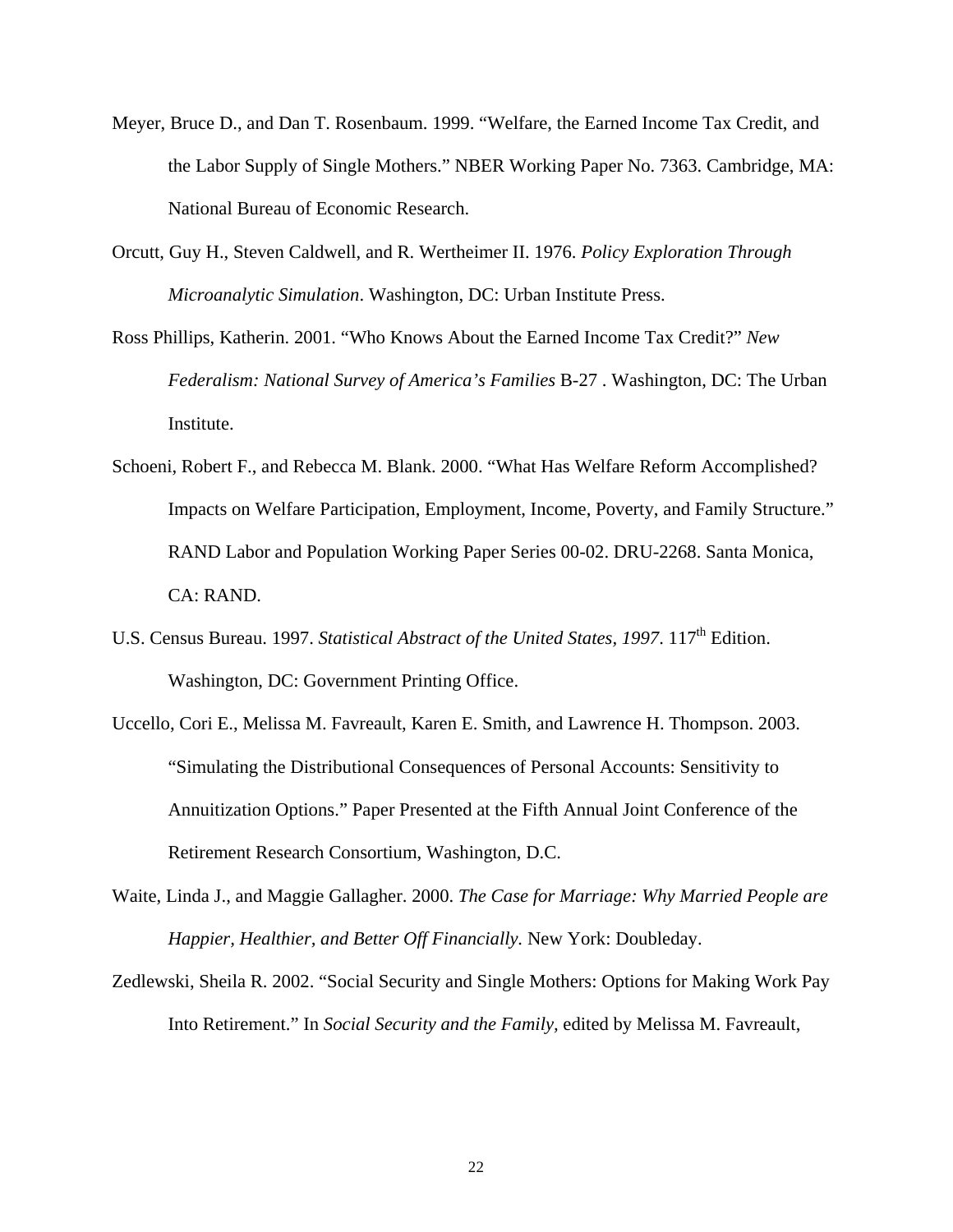Meyer, Bruce D., and Dan T. Rosenbaum. 1999. "Welfare, the Earned Income Tax Credit, and the Labor Supply of Single Mothers." NBER Working Paper No. 7363. Cambridge, MA: National Bureau of Economic Research.

Orcutt, Guy H., Steven Caldwell, and R. Wertheimer II. 1976. *Policy Exploration Through Microanalytic Simulation*. Washington, DC: Urban Institute Press.

Ross Phillips, Katherin. 2001. "Who Knows About the Earned Income Tax Credit?" *New Federalism: National Survey of America's Families* B-27 . Washington, DC: The Urban Institute.

Schoeni, Robert F., and Rebecca M. Blank. 2000. "What Has Welfare Reform Accomplished? Impacts on Welfare Participation, Employment, Income, Poverty, and Family Structure." RAND Labor and Population Working Paper Series 00-02. DRU-2268. Santa Monica, CA: RAND.

U.S. Census Bureau. 1997. *Statistical Abstract of the United States, 1997*. 117th Edition. Washington, DC: Government Printing Office.

Uccello, Cori E., Melissa M. Favreault, Karen E. Smith, and Lawrence H. Thompson. 2003. "Simulating the Distributional Consequences of Personal Accounts: Sensitivity to Annuitization Options." Paper Presented at the Fifth Annual Joint Conference of the Retirement Research Consortium, Washington, D.C.

Waite, Linda J., and Maggie Gallagher. 2000. *The Case for Marriage: Why Married People are Happier, Healthier, and Better Off Financially*. New York: Doubleday.

Zedlewski, Sheila R. 2002. "Social Security and Single Mothers: Options for Making Work Pay Into Retirement." In *Social Security and the Family*, edited by Melissa M. Favreault,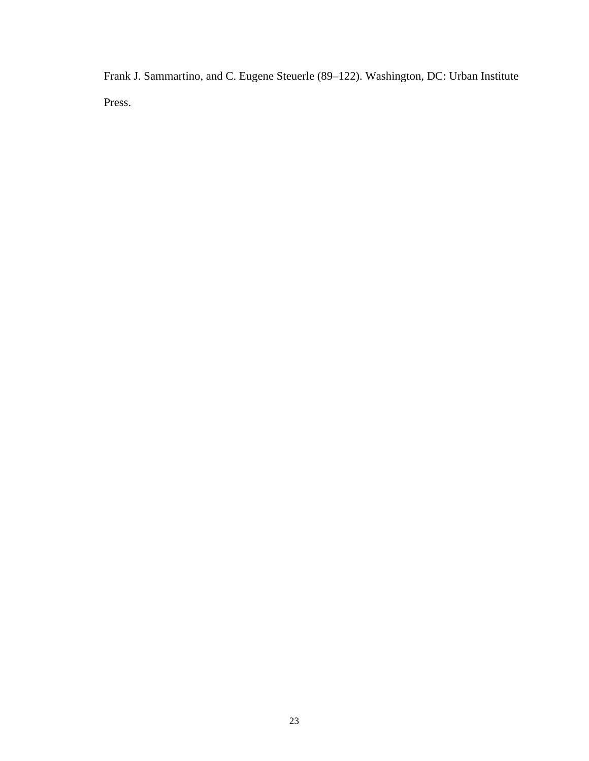Frank J. Sammartino, and C. Eugene Steuerle (89–122). Washington, DC: Urban Institute Press.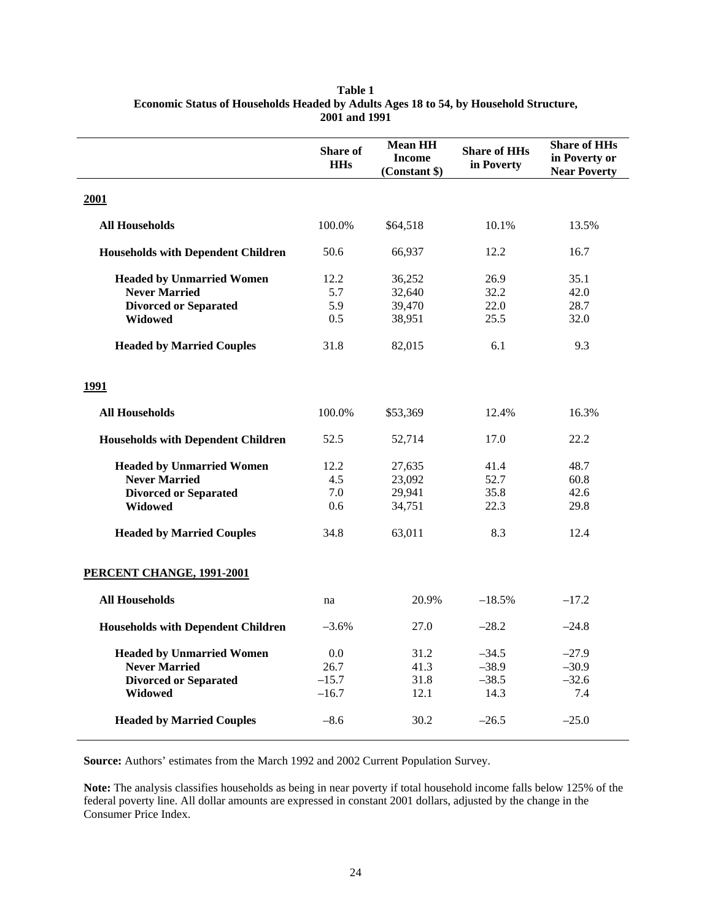**Table 1**
**Economic Status of Households Headed by Adults Ages 18 to 54, by Household Structure, 2001 and 1991**

| | Share of HHs | Mean HH Income (Constant $) | Share of HHs in Poverty | Share of HHs in Poverty or Near Poverty |
|---|---|---|---|---|
| **2001** | | | | |
| **All Households** | 100.0% | $64,518 | 10.1% | 13.5% |
| **Households with Dependent Children** | 50.6 | 66,937 | 12.2 | 16.7 |
| **Headed by Unmarried Women** | 12.2 | 36,252 | 26.9 | 35.1 |
| **Never Married** | 5.7 | 32,640 | 32.2 | 42.0 |
| **Divorced or Separated** | 5.9 | 39,470 | 22.0 | 28.7 |
| **Widowed** | 0.5 | 38,951 | 25.5 | 32.0 |
| **Headed by Married Couples** | 31.8 | 82,015 | 6.1 | 9.3 |
| **1991** | | | | |
| **All Households** | 100.0% | $53,369 | 12.4% | 16.3% |
| **Households with Dependent Children** | 52.5 | 52,714 | 17.0 | 22.2 |
| **Headed by Unmarried Women** | 12.2 | 27,635 | 41.4 | 48.7 |
| **Never Married** | 4.5 | 23,092 | 52.7 | 60.8 |
| **Divorced or Separated** | 7.0 | 29,941 | 35.8 | 42.6 |
| **Widowed** | 0.6 | 34,751 | 22.3 | 29.8 |
| **Headed by Married Couples** | 34.8 | 63,011 | 8.3 | 12.4 |
| **PERCENT CHANGE, 1991-2001** | | | | |
| **All Households** | na | 20.9% | –18.5% | –17.2 |
| **Households with Dependent Children** | –3.6% | 27.0 | –28.2 | –24.8 |
| **Headed by Unmarried Women** | 0.0 | 31.2 | –34.5 | –27.9 |
| **Never Married** | 26.7 | 41.3 | –38.9 | –30.9 |
| **Divorced or Separated** | –15.7 | 31.8 | –38.5 | –32.6 |
| **Widowed** | –16.7 | 12.1 | 14.3 | 7.4 |
| **Headed by Married Couples** | –8.6 | 30.2 | –26.5 | –25.0 |

**Source:** Authors' estimates from the March 1992 and 2002 Current Population Survey.

**Note:** The analysis classifies households as being in near poverty if total household income falls below 125% of the federal poverty line. All dollar amounts are expressed in constant 2001 dollars, adjusted by the change in the Consumer Price Index.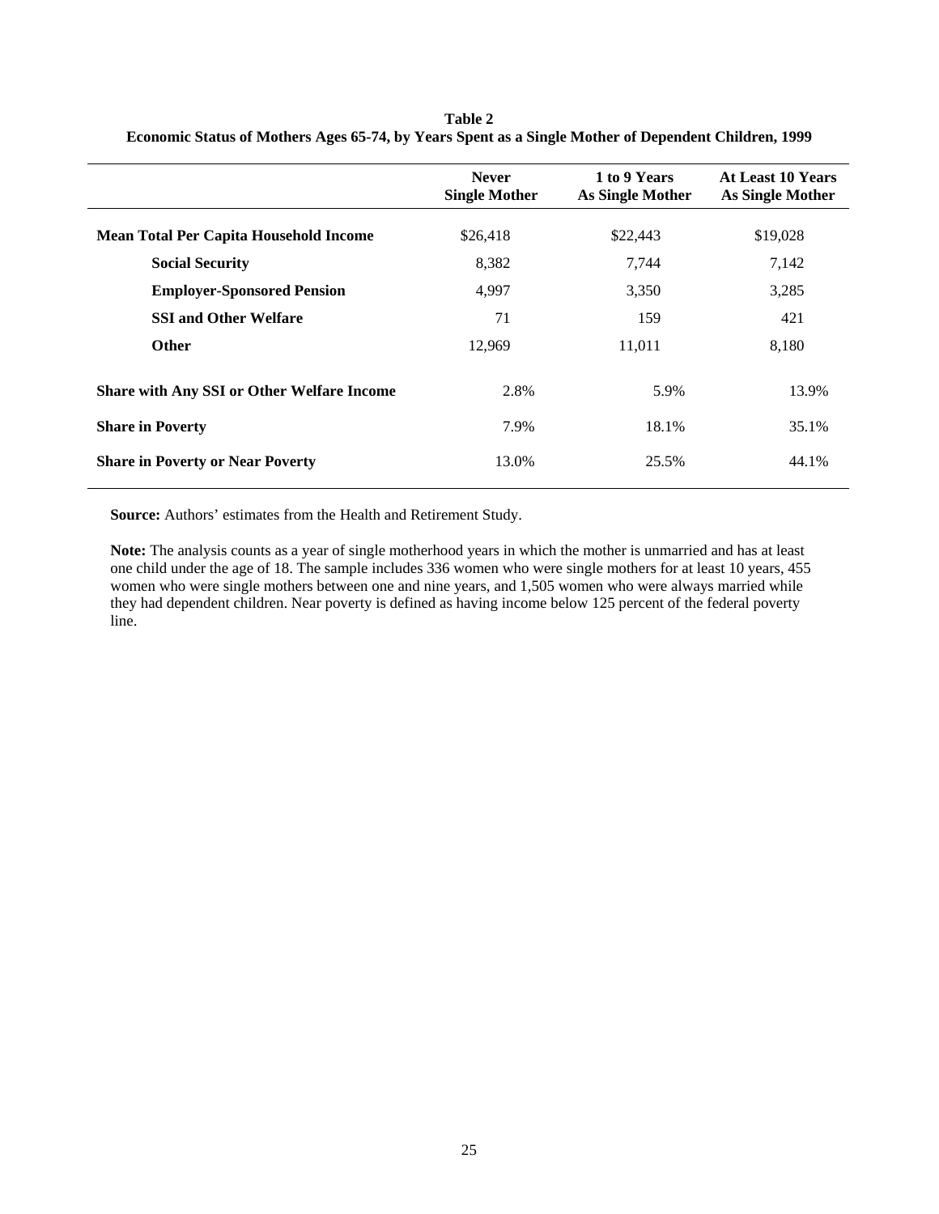**Table 2**
**Economic Status of Mothers Ages 65-74, by Years Spent as a Single Mother of Dependent Children, 1999**

| | Never Single Mother | 1 to 9 Years As Single Mother | At Least 10 Years As Single Mother |
|---|---|---|---|
| **Mean Total Per Capita Household Income** | $26,418 | $22,443 | $19,028 |
| **Social Security** | 8,382 | 7,744 | 7,142 |
| **Employer-Sponsored Pension** | 4,997 | 3,350 | 3,285 |
| **SSI and Other Welfare** | 71 | 159 | 421 |
| **Other** | 12,969 | 11,011 | 8,180 |
| **Share with Any SSI or Other Welfare Income** | 2.8% | 5.9% | 13.9% |
| **Share in Poverty** | 7.9% | 18.1% | 35.1% |
| **Share in Poverty or Near Poverty** | 13.0% | 25.5% | 44.1% |

**Source:** Authors' estimates from the Health and Retirement Study.

**Note:** The analysis counts as a year of single motherhood years in which the mother is unmarried and has at least one child under the age of 18. The sample includes 336 women who were single mothers for at least 10 years, 455 women who were single mothers between one and nine years, and 1,505 women who were always married while they had dependent children. Near poverty is defined as having income below 125 percent of the federal poverty line.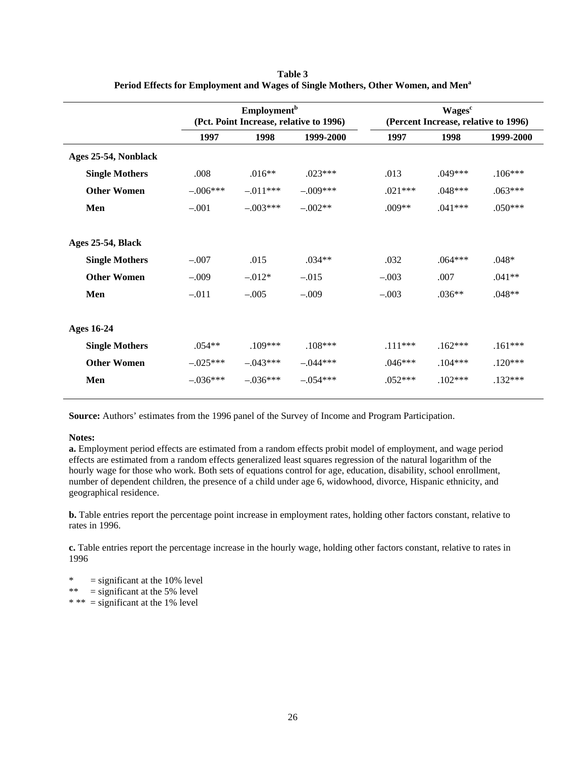**Table 3**
**Period Effects for Employment and Wages of Single Mothers, Other Women, and Men[a]**

| | Employment[b] (Pct. Point Increase, relative to 1996) | | | Wages[c] (Percent Increase, relative to 1996) | | |
|---|---|---|---|---|---|---|
| | **1997** | **1998** | **1999-2000** | **1997** | **1998** | **1999-2000** |
| **Ages 25-54, Nonblack** | | | | | | |
| **Single Mothers** | .008 | .016** | .023*** | .013 | .049*** | .106*** |
| **Other Women** | –.006*** | –.011*** | –.009*** | .021*** | .048*** | .063*** |
| **Men** | –.001 | –.003*** | –.002** | .009** | .041*** | .050*** |
| **Ages 25-54, Black** | | | | | | |
| **Single Mothers** | –.007 | .015 | .034** | .032 | .064*** | .048* |
| **Other Women** | –.009 | –.012* | –.015 | –.003 | .007 | .041** |
| **Men** | –.011 | –.005 | –.009 | –.003 | .036** | .048** |
| **Ages 16-24** | | | | | | |
| **Single Mothers** | .054** | .109*** | .108*** | .111*** | .162*** | .161*** |
| **Other Women** | –.025*** | –.043*** | –.044*** | .046*** | .104*** | .120*** |
| **Men** | –.036*** | –.036*** | –.054*** | .052*** | .102*** | .132*** |

**Source:** Authors' estimates from the 1996 panel of the Survey of Income and Program Participation.

**Notes:**

**a.** Employment period effects are estimated from a random effects probit model of employment, and wage period effects are estimated from a random effects generalized least squares regression of the natural logarithm of the hourly wage for those who work. Both sets of equations control for age, education, disability, school enrollment, number of dependent children, the presence of a child under age 6, widowhood, divorce, Hispanic ethnicity, and geographical residence.

**b.** Table entries report the percentage point increase in employment rates, holding other factors constant, relative to rates in 1996.

**c.** Table entries report the percentage increase in the hourly wage, holding other factors constant, relative to rates in 1996

\* = significant at the 10% level
\** = significant at the 5% level
\* ** = significant at the 1% level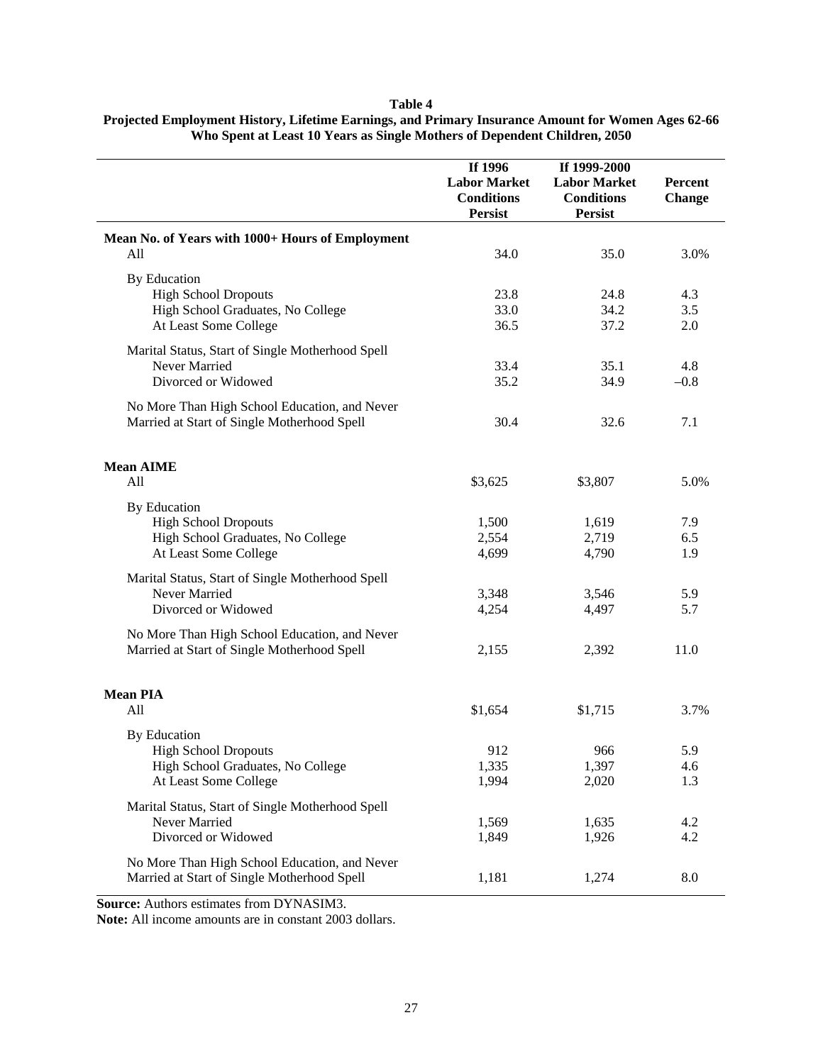**Table 4**
**Projected Employment History, Lifetime Earnings, and Primary Insurance Amount for Women Ages 62-66 Who Spent at Least 10 Years as Single Mothers of Dependent Children, 2050**

| | If 1996 Labor Market Conditions Persist | If 1999-2000 Labor Market Conditions Persist | Percent Change |
|---|---|---|---|
| **Mean No. of Years with 1000+ Hours of Employment** | | | |
| All | 34.0 | 35.0 | 3.0% |
| By Education | | | |
| High School Dropouts | 23.8 | 24.8 | 4.3 |
| High School Graduates, No College | 33.0 | 34.2 | 3.5 |
| At Least Some College | 36.5 | 37.2 | 2.0 |
| Marital Status, Start of Single Motherhood Spell | | | |
| Never Married | 33.4 | 35.1 | 4.8 |
| Divorced or Widowed | 35.2 | 34.9 | –0.8 |
| No More Than High School Education, and Never Married at Start of Single Motherhood Spell | 30.4 | 32.6 | 7.1 |
| **Mean AIME** | | | |
| All | \$3,625 | \$3,807 | 5.0% |
| By Education | | | |
| High School Dropouts | 1,500 | 1,619 | 7.9 |
| High School Graduates, No College | 2,554 | 2,719 | 6.5 |
| At Least Some College | 4,699 | 4,790 | 1.9 |
| Marital Status, Start of Single Motherhood Spell | | | |
| Never Married | 3,348 | 3,546 | 5.9 |
| Divorced or Widowed | 4,254 | 4,497 | 5.7 |
| No More Than High School Education, and Never Married at Start of Single Motherhood Spell | 2,155 | 2,392 | 11.0 |
| **Mean PIA** | | | |
| All | \$1,654 | \$1,715 | 3.7% |
| By Education | | | |
| High School Dropouts | 912 | 966 | 5.9 |
| High School Graduates, No College | 1,335 | 1,397 | 4.6 |
| At Least Some College | 1,994 | 2,020 | 1.3 |
| Marital Status, Start of Single Motherhood Spell | | | |
| Never Married | 1,569 | 1,635 | 4.2 |
| Divorced or Widowed | 1,849 | 1,926 | 4.2 |
| No More Than High School Education, and Never Married at Start of Single Motherhood Spell | 1,181 | 1,274 | 8.0 |

**Source:** Authors estimates from DYNASIM3.
**Note:** All income amounts are in constant 2003 dollars.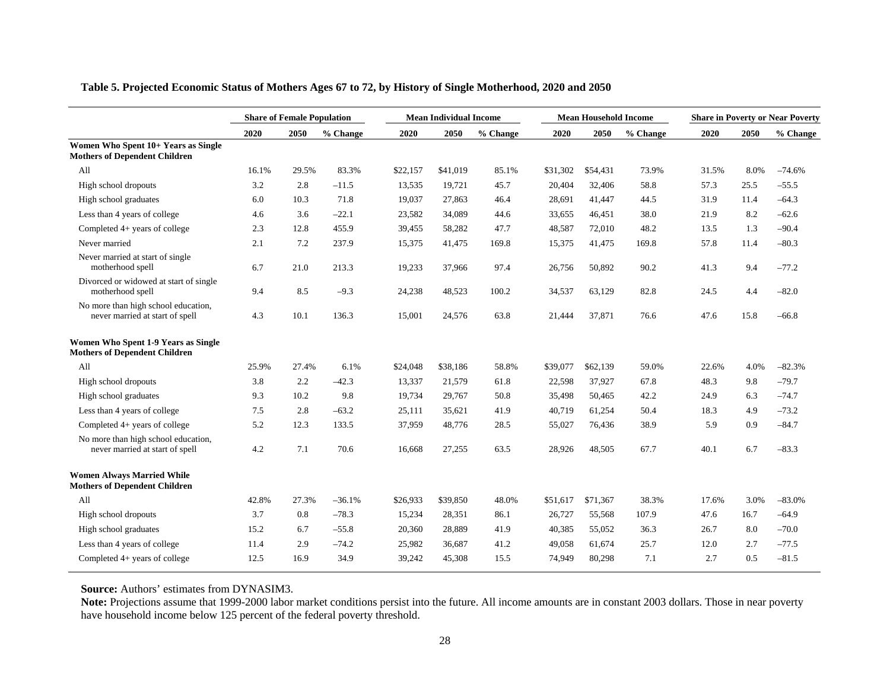**Table 5. Projected Economic Status of Mothers Ages 67 to 72, by History of Single Motherhood, 2020 and 2050**

| | Share of Female Population | | | Mean Individual Income | | | Mean Household Income | | | Share in Poverty or Near Poverty | | |
|---|---|---|---|---|---|---|---|---|---|---|---|---|
| | 2020 | 2050 | % Change | 2020 | 2050 | % Change | 2020 | 2050 | % Change | 2020 | 2050 | % Change |
| **Women Who Spent 10+ Years as Single Mothers of Dependent Children** | | | | | | | | | | | | |
| All | 16.1% | 29.5% | 83.3% | $22,157 | $41,019 | 85.1% | $31,302 | $54,431 | 73.9% | 31.5% | 8.0% | –74.6% |
| High school dropouts | 3.2 | 2.8 | –11.5 | 13,535 | 19,721 | 45.7 | 20,404 | 32,406 | 58.8 | 57.3 | 25.5 | –55.5 |
| High school graduates | 6.0 | 10.3 | 71.8 | 19,037 | 27,863 | 46.4 | 28,691 | 41,447 | 44.5 | 31.9 | 11.4 | –64.3 |
| Less than 4 years of college | 4.6 | 3.6 | –22.1 | 23,582 | 34,089 | 44.6 | 33,655 | 46,451 | 38.0 | 21.9 | 8.2 | –62.6 |
| Completed 4+ years of college | 2.3 | 12.8 | 455.9 | 39,455 | 58,282 | 47.7 | 48,587 | 72,010 | 48.2 | 13.5 | 1.3 | –90.4 |
| Never married | 2.1 | 7.2 | 237.9 | 15,375 | 41,475 | 169.8 | 15,375 | 41,475 | 169.8 | 57.8 | 11.4 | –80.3 |
| Never married at start of single motherhood spell | 6.7 | 21.0 | 213.3 | 19,233 | 37,966 | 97.4 | 26,756 | 50,892 | 90.2 | 41.3 | 9.4 | –77.2 |
| Divorced or widowed at start of single motherhood spell | 9.4 | 8.5 | –9.3 | 24,238 | 48,523 | 100.2 | 34,537 | 63,129 | 82.8 | 24.5 | 4.4 | –82.0 |
| No more than high school education, never married at start of spell | 4.3 | 10.1 | 136.3 | 15,001 | 24,576 | 63.8 | 21,444 | 37,871 | 76.6 | 47.6 | 15.8 | –66.8 |
| **Women Who Spent 1-9 Years as Single Mothers of Dependent Children** | | | | | | | | | | | | |
| All | 25.9% | 27.4% | 6.1% | $24,048 | $38,186 | 58.8% | $39,077 | $62,139 | 59.0% | 22.6% | 4.0% | –82.3% |
| High school dropouts | 3.8 | 2.2 | –42.3 | 13,337 | 21,579 | 61.8 | 22,598 | 37,927 | 67.8 | 48.3 | 9.8 | –79.7 |
| High school graduates | 9.3 | 10.2 | 9.8 | 19,734 | 29,767 | 50.8 | 35,498 | 50,465 | 42.2 | 24.9 | 6.3 | –74.7 |
| Less than 4 years of college | 7.5 | 2.8 | –63.2 | 25,111 | 35,621 | 41.9 | 40,719 | 61,254 | 50.4 | 18.3 | 4.9 | –73.2 |
| Completed 4+ years of college | 5.2 | 12.3 | 133.5 | 37,959 | 48,776 | 28.5 | 55,027 | 76,436 | 38.9 | 5.9 | 0.9 | –84.7 |
| No more than high school education, never married at start of spell | 4.2 | 7.1 | 70.6 | 16,668 | 27,255 | 63.5 | 28,926 | 48,505 | 67.7 | 40.1 | 6.7 | –83.3 |
| **Women Always Married While Mothers of Dependent Children** | | | | | | | | | | | | |
| All | 42.8% | 27.3% | –36.1% | $26,933 | $39,850 | 48.0% | $51,617 | $71,367 | 38.3% | 17.6% | 3.0% | –83.0% |
| High school dropouts | 3.7 | 0.8 | –78.3 | 15,234 | 28,351 | 86.1 | 26,727 | 55,568 | 107.9 | 47.6 | 16.7 | –64.9 |
| High school graduates | 15.2 | 6.7 | –55.8 | 20,360 | 28,889 | 41.9 | 40,385 | 55,052 | 36.3 | 26.7 | 8.0 | –70.0 |
| Less than 4 years of college | 11.4 | 2.9 | –74.2 | 25,982 | 36,687 | 41.2 | 49,058 | 61,674 | 25.7 | 12.0 | 2.7 | –77.5 |
| Completed 4+ years of college | 12.5 | 16.9 | 34.9 | 39,242 | 45,308 | 15.5 | 74,949 | 80,298 | 7.1 | 2.7 | 0.5 | –81.5 |

**Source:** Authors' estimates from DYNASIM3.

**Note:** Projections assume that 1999-2000 labor market conditions persist into the future. All income amounts are in constant 2003 dollars. Those in near poverty have household income below 125 percent of the federal poverty threshold.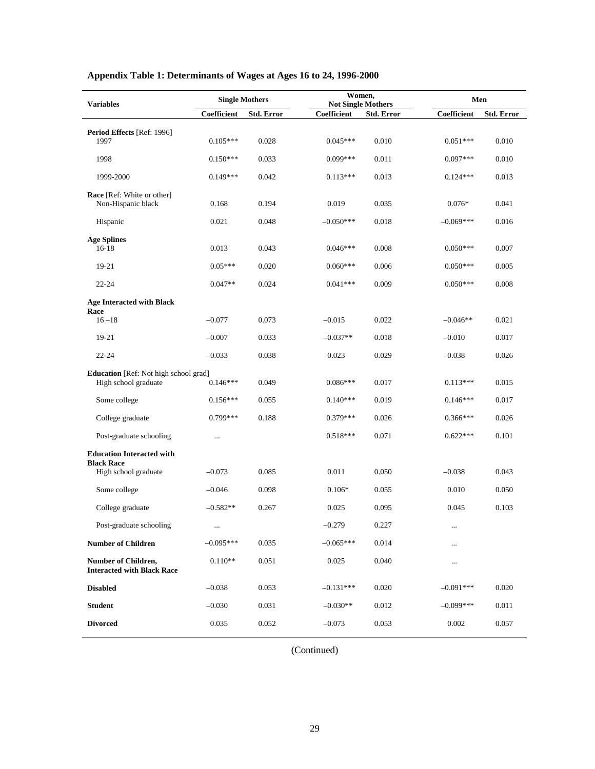## Appendix Table 1: Determinants of Wages at Ages 16 to 24, 1996-2000

| Variables | Single Mothers | | Women, Not Single Mothers | | Men | |
|---|---|---|---|---|---|---|
| | Coefficient | Std. Error | Coefficient | Std. Error | Coefficient | Std. Error |
| **Period Effects** [Ref: 1996] | | | | | | |
| 1997 | 0.105*** | 0.028 | 0.045*** | 0.010 | 0.051*** | 0.010 |
| 1998 | 0.150*** | 0.033 | 0.099*** | 0.011 | 0.097*** | 0.010 |
| 1999-2000 | 0.149*** | 0.042 | 0.113*** | 0.013 | 0.124*** | 0.013 |
| **Race** [Ref: White or other] | | | | | | |
| Non-Hispanic black | 0.168 | 0.194 | 0.019 | 0.035 | 0.076* | 0.041 |
| Hispanic | 0.021 | 0.048 | –0.050*** | 0.018 | –0.069*** | 0.016 |
| **Age Splines** | | | | | | |
| 16-18 | 0.013 | 0.043 | 0.046*** | 0.008 | 0.050*** | 0.007 |
| 19-21 | 0.05*** | 0.020 | 0.060*** | 0.006 | 0.050*** | 0.005 |
| 22-24 | 0.047** | 0.024 | 0.041*** | 0.009 | 0.050*** | 0.008 |
| **Age Interacted with Black Race** | | | | | | |
| 16 –18 | –0.077 | 0.073 | –0.015 | 0.022 | –0.046** | 0.021 |
| 19-21 | –0.007 | 0.033 | –0.037** | 0.018 | –0.010 | 0.017 |
| 22-24 | –0.033 | 0.038 | 0.023 | 0.029 | –0.038 | 0.026 |
| **Education** [Ref: Not high school grad] | | | | | | |
| High school graduate | 0.146*** | 0.049 | 0.086*** | 0.017 | 0.113*** | 0.015 |
| Some college | 0.156*** | 0.055 | 0.140*** | 0.019 | 0.146*** | 0.017 |
| College graduate | 0.799*** | 0.188 | 0.379*** | 0.026 | 0.366*** | 0.026 |
| Post-graduate schooling | ... | | 0.518*** | 0.071 | 0.622*** | 0.101 |
| **Education Interacted with Black Race** | | | | | | |
| High school graduate | –0.073 | 0.085 | 0.011 | 0.050 | –0.038 | 0.043 |
| Some college | –0.046 | 0.098 | 0.106* | 0.055 | 0.010 | 0.050 |
| College graduate | –0.582** | 0.267 | 0.025 | 0.095 | 0.045 | 0.103 |
| Post-graduate schooling | ... | | –0.279 | 0.227 | ... | |
| **Number of Children** | –0.095*** | 0.035 | –0.065*** | 0.014 | ... | |
| **Number of Children, Interacted with Black Race** | 0.110** | 0.051 | 0.025 | 0.040 | ... | |
| **Disabled** | –0.038 | 0.053 | –0.131*** | 0.020 | –0.091*** | 0.020 |
| **Student** | –0.030 | 0.031 | –0.030** | 0.012 | –0.099*** | 0.011 |
| **Divorced** | 0.035 | 0.052 | –0.073 | 0.053 | 0.002 | 0.057 |

(Continued)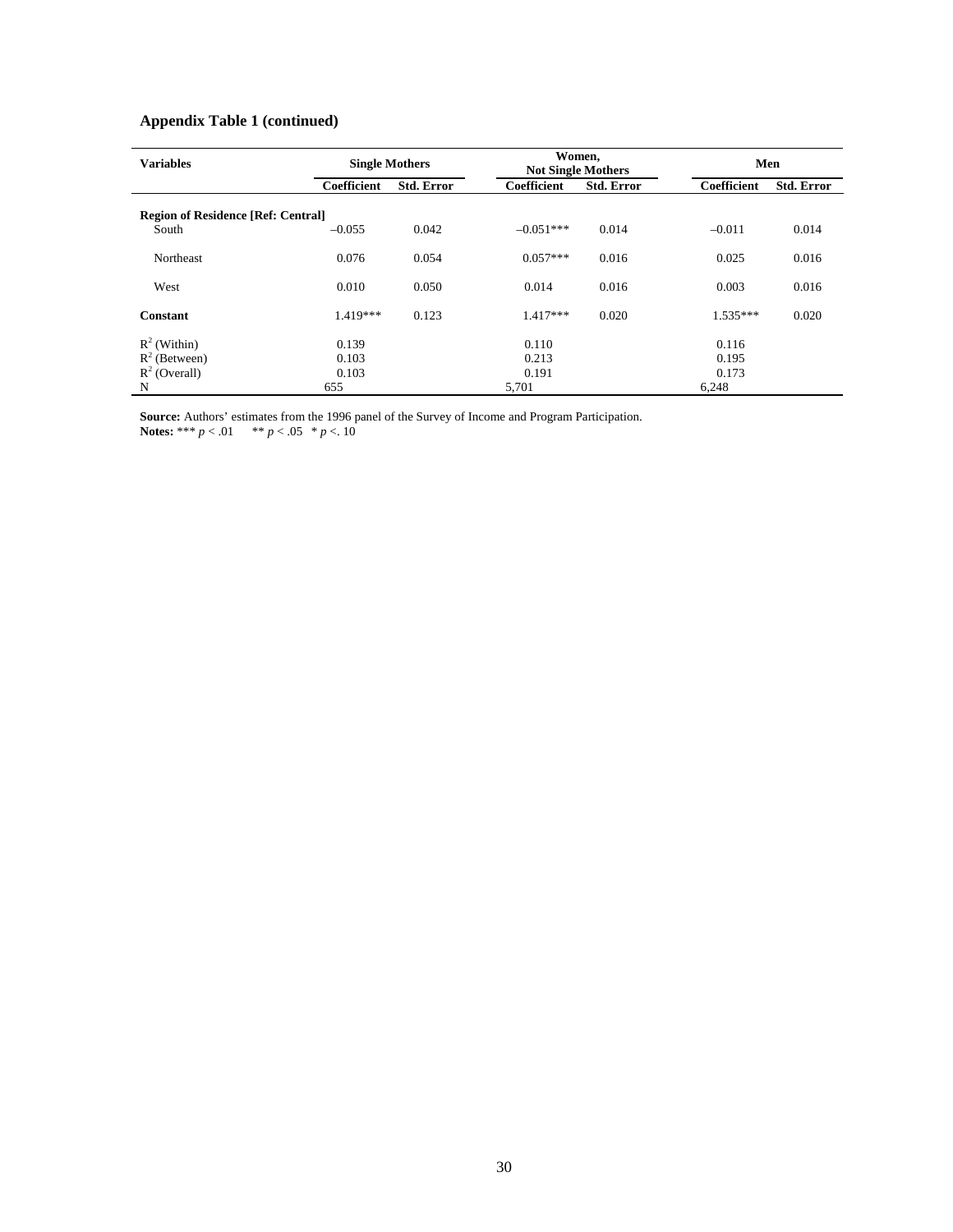**Appendix Table 1 (continued)**

| Variables | Single Mothers | | Women, Not Single Mothers | | Men | |
|---|---|---|---|---|---|---|
| | Coefficient | Std. Error | Coefficient | Std. Error | Coefficient | Std. Error |
| **Region of Residence [Ref: Central]** | | | | | | |
| South | –0.055 | 0.042 | –0.051*** | 0.014 | –0.011 | 0.014 |
| Northeast | 0.076 | 0.054 | 0.057*** | 0.016 | 0.025 | 0.016 |
| West | 0.010 | 0.050 | 0.014 | 0.016 | 0.003 | 0.016 |
| **Constant** | 1.419*** | 0.123 | 1.417*** | 0.020 | 1.535*** | 0.020 |
| $R^2$ (Within) | 0.139 | | 0.110 | | 0.116 | |
| $R^2$ (Between) | 0.103 | | 0.213 | | 0.195 | |
| $R^2$ (Overall) | 0.103 | | 0.191 | | 0.173 | |
| N | 655 | | 5,701 | | 6,248 | |

**Source:** Authors' estimates from the 1996 panel of the Survey of Income and Program Participation.
**Notes:** *** $p < .01$ ** $p < .05$ * $p < .10$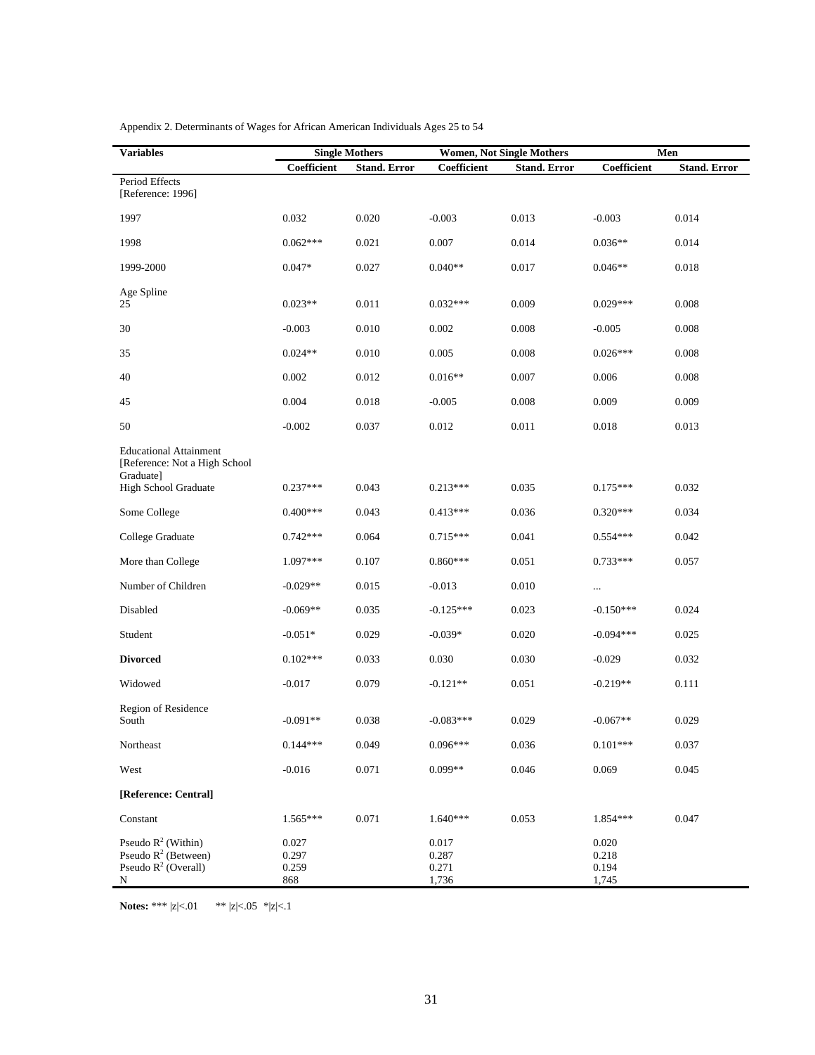Appendix 2. Determinants of Wages for African American Individuals Ages 25 to 54

| Variables | Single Mothers | | Women, Not Single Mothers | | Men | |
|---|---|---|---|---|---|---|
| | Coefficient | Stand. Error | Coefficient | Stand. Error | Coefficient | Stand. Error |
| Period Effects [Reference: 1996] | | | | | | |
| 1997 | 0.032 | 0.020 | -0.003 | 0.013 | -0.003 | 0.014 |
| 1998 | 0.062*** | 0.021 | 0.007 | 0.014 | 0.036** | 0.014 |
| 1999-2000 | 0.047* | 0.027 | 0.040** | 0.017 | 0.046** | 0.018 |
| Age Spline | | | | | | |
| 25 | 0.023** | 0.011 | 0.032*** | 0.009 | 0.029*** | 0.008 |
| 30 | -0.003 | 0.010 | 0.002 | 0.008 | -0.005 | 0.008 |
| 35 | 0.024** | 0.010 | 0.005 | 0.008 | 0.026*** | 0.008 |
| 40 | 0.002 | 0.012 | 0.016** | 0.007 | 0.006 | 0.008 |
| 45 | 0.004 | 0.018 | -0.005 | 0.008 | 0.009 | 0.009 |
| 50 | -0.002 | 0.037 | 0.012 | 0.011 | 0.018 | 0.013 |
| Educational Attainment [Reference: Not a High School Graduate] | | | | | | |
| High School Graduate | 0.237*** | 0.043 | 0.213*** | 0.035 | 0.175*** | 0.032 |
| Some College | 0.400*** | 0.043 | 0.413*** | 0.036 | 0.320*** | 0.034 |
| College Graduate | 0.742*** | 0.064 | 0.715*** | 0.041 | 0.554*** | 0.042 |
| More than College | 1.097*** | 0.107 | 0.860*** | 0.051 | 0.733*** | 0.057 |
| Number of Children | -0.029** | 0.015 | -0.013 | 0.010 | ... | |
| Disabled | -0.069** | 0.035 | -0.125*** | 0.023 | -0.150*** | 0.024 |
| Student | -0.051* | 0.029 | -0.039* | 0.020 | -0.094*** | 0.025 |
| **Divorced** | 0.102*** | 0.033 | 0.030 | 0.030 | -0.029 | 0.032 |
| Widowed | -0.017 | 0.079 | -0.121** | 0.051 | -0.219** | 0.111 |
| Region of Residence | | | | | | |
| South | -0.091** | 0.038 | -0.083*** | 0.029 | -0.067** | 0.029 |
| Northeast | 0.144*** | 0.049 | 0.096*** | 0.036 | 0.101*** | 0.037 |
| West | -0.016 | 0.071 | 0.099** | 0.046 | 0.069 | 0.045 |
| **[Reference: Central]** | | | | | | |
| Constant | 1.565*** | 0.071 | 1.640*** | 0.053 | 1.854*** | 0.047 |
| Pseudo $R^2$ (Within) | 0.027 | | 0.017 | | 0.020 | |
| Pseudo $R^2$ (Between) | 0.297 | | 0.287 | | 0.218 | |
| Pseudo $R^2$ (Overall) | 0.259 | | 0.271 | | 0.194 | |
| N | 868 | | 1,736 | | 1,745 | |

**Notes:** *** |z|<.01 ** |z|<.05 *|z|<.1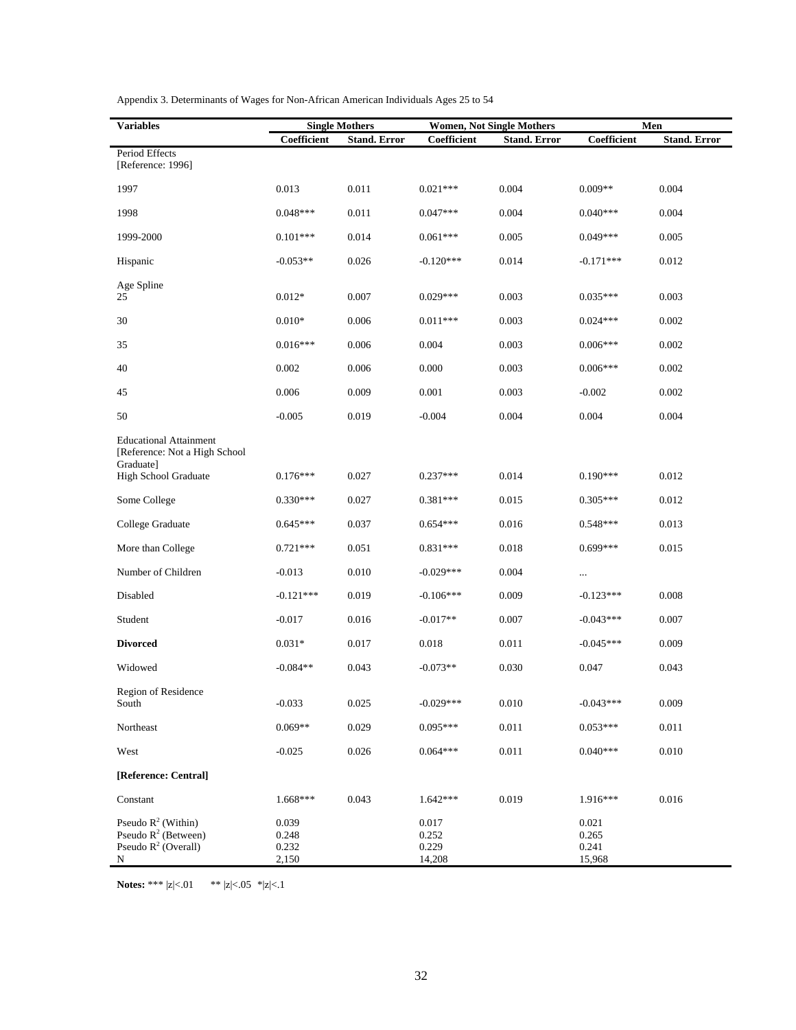Appendix 3. Determinants of Wages for Non-African American Individuals Ages 25 to 54

| Variables | Single Mothers | | Women, Not Single Mothers | | Men | |
|---|---|---|---|---|---|---|
| | Coefficient | Stand. Error | Coefficient | Stand. Error | Coefficient | Stand. Error |
| Period Effects [Reference: 1996] | | | | | | |
| 1997 | 0.013 | 0.011 | 0.021*** | 0.004 | 0.009** | 0.004 |
| 1998 | 0.048*** | 0.011 | 0.047*** | 0.004 | 0.040*** | 0.004 |
| 1999-2000 | 0.101*** | 0.014 | 0.061*** | 0.005 | 0.049*** | 0.005 |
| Hispanic | -0.053** | 0.026 | -0.120*** | 0.014 | -0.171*** | 0.012 |
| Age Spline | | | | | | |
| 25 | 0.012* | 0.007 | 0.029*** | 0.003 | 0.035*** | 0.003 |
| 30 | 0.010* | 0.006 | 0.011*** | 0.003 | 0.024*** | 0.002 |
| 35 | 0.016*** | 0.006 | 0.004 | 0.003 | 0.006*** | 0.002 |
| 40 | 0.002 | 0.006 | 0.000 | 0.003 | 0.006*** | 0.002 |
| 45 | 0.006 | 0.009 | 0.001 | 0.003 | -0.002 | 0.002 |
| 50 | -0.005 | 0.019 | -0.004 | 0.004 | 0.004 | 0.004 |
| Educational Attainment [Reference: Not a High School Graduate] | | | | | | |
| High School Graduate | 0.176*** | 0.027 | 0.237*** | 0.014 | 0.190*** | 0.012 |
| Some College | 0.330*** | 0.027 | 0.381*** | 0.015 | 0.305*** | 0.012 |
| College Graduate | 0.645*** | 0.037 | 0.654*** | 0.016 | 0.548*** | 0.013 |
| More than College | 0.721*** | 0.051 | 0.831*** | 0.018 | 0.699*** | 0.015 |
| Number of Children | -0.013 | 0.010 | -0.029*** | 0.004 | ... | |
| Disabled | -0.121*** | 0.019 | -0.106*** | 0.009 | -0.123*** | 0.008 |
| Student | -0.017 | 0.016 | -0.017** | 0.007 | -0.043*** | 0.007 |
| **Divorced** | 0.031* | 0.017 | 0.018 | 0.011 | -0.045*** | 0.009 |
| Widowed | -0.084** | 0.043 | -0.073** | 0.030 | 0.047 | 0.043 |
| Region of Residence | | | | | | |
| South | -0.033 | 0.025 | -0.029*** | 0.010 | -0.043*** | 0.009 |
| Northeast | 0.069** | 0.029 | 0.095*** | 0.011 | 0.053*** | 0.011 |
| West | -0.025 | 0.026 | 0.064*** | 0.011 | 0.040*** | 0.010 |
| **[Reference: Central]** | | | | | | |
| Constant | 1.668*** | 0.043 | 1.642*** | 0.019 | 1.916*** | 0.016 |
| Pseudo $R^2$ (Within) | 0.039 | | 0.017 | | 0.021 | |
| Pseudo $R^2$ (Between) | 0.248 | | 0.252 | | 0.265 | |
| Pseudo $R^2$ (Overall) | 0.232 | | 0.229 | | 0.241 | |
| N | 2,150 | | 14,208 | | 15,968 | |

**Notes:** *** $|z|<.01$ ** $|z|<.05$ * $|z|<.1$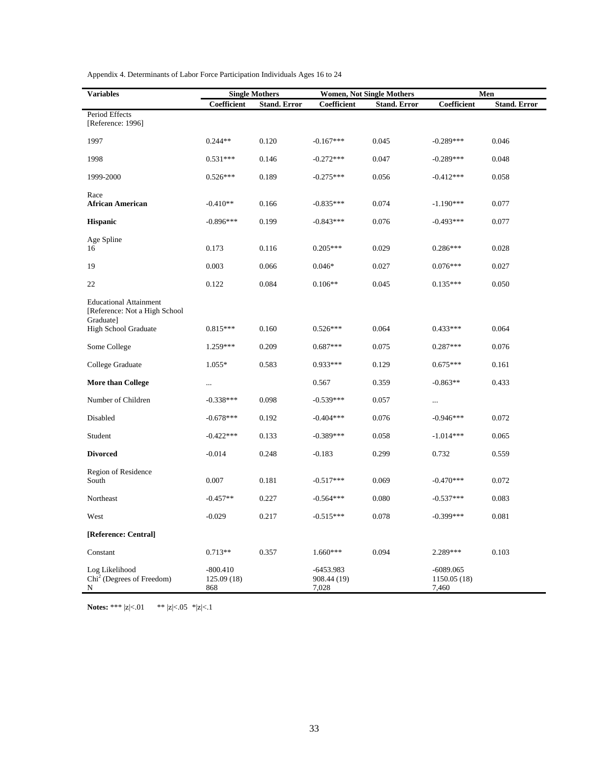Appendix 4. Determinants of Labor Force Participation Individuals Ages 16 to 24

| Variables | Single Mothers | | Women, Not Single Mothers | | Men | |
|---|---|---|---|---|---|---|
| | Coefficient | Stand. Error | Coefficient | Stand. Error | Coefficient | Stand. Error |
| Period Effects [Reference: 1996] | | | | | | |
| 1997 | 0.244** | 0.120 | -0.167*** | 0.045 | -0.289*** | 0.046 |
| 1998 | 0.531*** | 0.146 | -0.272*** | 0.047 | -0.289*** | 0.048 |
| 1999-2000 | 0.526*** | 0.189 | -0.275*** | 0.056 | -0.412*** | 0.058 |
| Race | | | | | | |
| **African American** | -0.410** | 0.166 | -0.835*** | 0.074 | -1.190*** | 0.077 |
| **Hispanic** | -0.896*** | 0.199 | -0.843*** | 0.076 | -0.493*** | 0.077 |
| Age Spline | | | | | | |
| 16 | 0.173 | 0.116 | 0.205*** | 0.029 | 0.286*** | 0.028 |
| 19 | 0.003 | 0.066 | 0.046* | 0.027 | 0.076*** | 0.027 |
| 22 | 0.122 | 0.084 | 0.106** | 0.045 | 0.135*** | 0.050 |
| Educational Attainment [Reference: Not a High School Graduate] | | | | | | |
| High School Graduate | 0.815*** | 0.160 | 0.526*** | 0.064 | 0.433*** | 0.064 |
| Some College | 1.259*** | 0.209 | 0.687*** | 0.075 | 0.287*** | 0.076 |
| College Graduate | 1.055* | 0.583 | 0.933*** | 0.129 | 0.675*** | 0.161 |
| **More than College** | ... | | 0.567 | 0.359 | -0.863** | 0.433 |
| Number of Children | -0.338*** | 0.098 | -0.539*** | 0.057 | ... | |
| Disabled | -0.678*** | 0.192 | -0.404*** | 0.076 | -0.946*** | 0.072 |
| Student | -0.422*** | 0.133 | -0.389*** | 0.058 | -1.014*** | 0.065 |
| **Divorced** | -0.014 | 0.248 | -0.183 | 0.299 | 0.732 | 0.559 |
| Region of Residence | | | | | | |
| South | 0.007 | 0.181 | -0.517*** | 0.069 | -0.470*** | 0.072 |
| Northeast | -0.457** | 0.227 | -0.564*** | 0.080 | -0.537*** | 0.083 |
| West | -0.029 | 0.217 | -0.515*** | 0.078 | -0.399*** | 0.081 |
| **[Reference: Central]** | | | | | | |
| Constant | 0.713** | 0.357 | 1.660*** | 0.094 | 2.289*** | 0.103 |
| Log Likelihood | -800.410 | | -6453.983 | | -6089.065 | |
| $Chi^2$ (Degrees of Freedom) | 125.09 (18) | | 908.44 (19) | | 1150.05 (18) | |
| N | 868 | | 7,028 | | 7,460 | |

**Notes:** *** |z|<.01 ** |z|<.05 *|z|<.1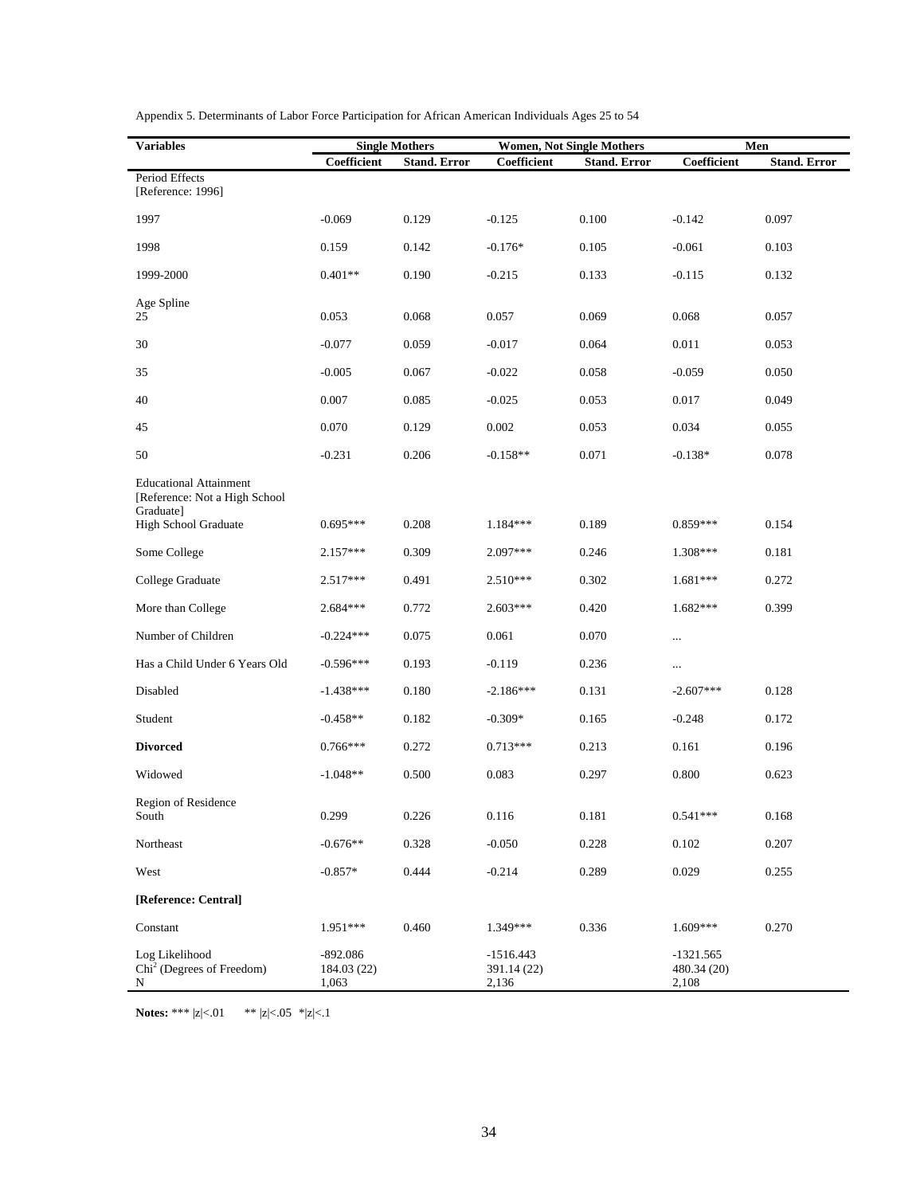Appendix 5. Determinants of Labor Force Participation for African American Individuals Ages 25 to 54

| Variables | Single Mothers | | Women, Not Single Mothers | | Men | |
|---|---|---|---|---|---|---|
| | Coefficient | Stand. Error | Coefficient | Stand. Error | Coefficient | Stand. Error |
| Period Effects [Reference: 1996] | | | | | | |
| 1997 | -0.069 | 0.129 | -0.125 | 0.100 | -0.142 | 0.097 |
| 1998 | 0.159 | 0.142 | -0.176* | 0.105 | -0.061 | 0.103 |
| 1999-2000 | 0.401** | 0.190 | -0.215 | 0.133 | -0.115 | 0.132 |
| Age Spline | | | | | | |
| 25 | 0.053 | 0.068 | 0.057 | 0.069 | 0.068 | 0.057 |
| 30 | -0.077 | 0.059 | -0.017 | 0.064 | 0.011 | 0.053 |
| 35 | -0.005 | 0.067 | -0.022 | 0.058 | -0.059 | 0.050 |
| 40 | 0.007 | 0.085 | -0.025 | 0.053 | 0.017 | 0.049 |
| 45 | 0.070 | 0.129 | 0.002 | 0.053 | 0.034 | 0.055 |
| 50 | -0.231 | 0.206 | -0.158** | 0.071 | -0.138* | 0.078 |
| Educational Attainment [Reference: Not a High School Graduate] | | | | | | |
| High School Graduate | 0.695*** | 0.208 | 1.184*** | 0.189 | 0.859*** | 0.154 |
| Some College | 2.157*** | 0.309 | 2.097*** | 0.246 | 1.308*** | 0.181 |
| College Graduate | 2.517*** | 0.491 | 2.510*** | 0.302 | 1.681*** | 0.272 |
| More than College | 2.684*** | 0.772 | 2.603*** | 0.420 | 1.682*** | 0.399 |
| Number of Children | -0.224*** | 0.075 | 0.061 | 0.070 | ... | |
| Has a Child Under 6 Years Old | -0.596*** | 0.193 | -0.119 | 0.236 | ... | |
| Disabled | -1.438*** | 0.180 | -2.186*** | 0.131 | -2.607*** | 0.128 |
| Student | -0.458** | 0.182 | -0.309* | 0.165 | -0.248 | 0.172 |
| **Divorced** | 0.766*** | 0.272 | 0.713*** | 0.213 | 0.161 | 0.196 |
| Widowed | -1.048** | 0.500 | 0.083 | 0.297 | 0.800 | 0.623 |
| Region of Residence | | | | | | |
| South | 0.299 | 0.226 | 0.116 | 0.181 | 0.541*** | 0.168 |
| Northeast | -0.676** | 0.328 | -0.050 | 0.228 | 0.102 | 0.207 |
| West | -0.857* | 0.444 | -0.214 | 0.289 | 0.029 | 0.255 |
| **[Reference: Central]** | | | | | | |
| Constant | 1.951*** | 0.460 | 1.349*** | 0.336 | 1.609*** | 0.270 |
| Log Likelihood | -892.086 | | -1516.443 | | -1321.565 | |
| $Chi^2$ (Degrees of Freedom) | 184.03 (22) | | 391.14 (22) | | 480.34 (20) | |
| N | 1,063 | | 2,136 | | 2,108 | |

**Notes:** *** |z|<.01 ** |z|<.05 *|z|<.1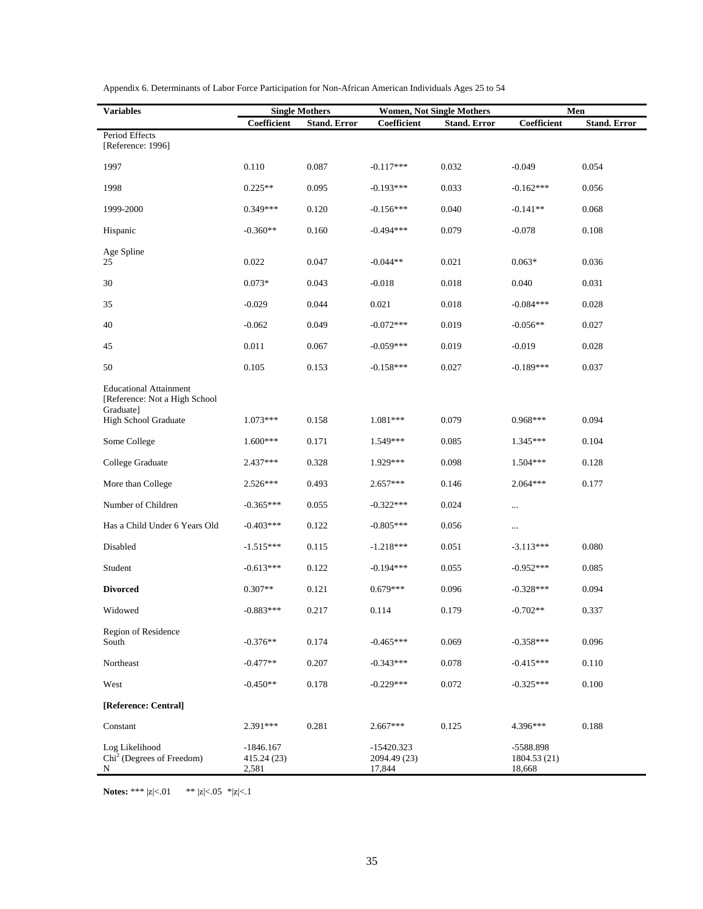Appendix 6. Determinants of Labor Force Participation for Non-African American Individuals Ages 25 to 54

| Variables | Single Mothers | | Women, Not Single Mothers | | Men | |
|---|---|---|---|---|---|---|
| | Coefficient | Stand. Error | Coefficient | Stand. Error | Coefficient | Stand. Error |
| Period Effects [Reference: 1996] | | | | | | |
| 1997 | 0.110 | 0.087 | -0.117*** | 0.032 | -0.049 | 0.054 |
| 1998 | 0.225** | 0.095 | -0.193*** | 0.033 | -0.162*** | 0.056 |
| 1999-2000 | 0.349*** | 0.120 | -0.156*** | 0.040 | -0.141** | 0.068 |
| Hispanic | -0.360** | 0.160 | -0.494*** | 0.079 | -0.078 | 0.108 |
| Age Spline | | | | | | |
| 25 | 0.022 | 0.047 | -0.044** | 0.021 | 0.063* | 0.036 |
| 30 | 0.073* | 0.043 | -0.018 | 0.018 | 0.040 | 0.031 |
| 35 | -0.029 | 0.044 | 0.021 | 0.018 | -0.084*** | 0.028 |
| 40 | -0.062 | 0.049 | -0.072*** | 0.019 | -0.056** | 0.027 |
| 45 | 0.011 | 0.067 | -0.059*** | 0.019 | -0.019 | 0.028 |
| 50 | 0.105 | 0.153 | -0.158*** | 0.027 | -0.189*** | 0.037 |
| Educational Attainment [Reference: Not a High School Graduate] | | | | | | |
| High School Graduate | 1.073*** | 0.158 | 1.081*** | 0.079 | 0.968*** | 0.094 |
| Some College | 1.600*** | 0.171 | 1.549*** | 0.085 | 1.345*** | 0.104 |
| College Graduate | 2.437*** | 0.328 | 1.929*** | 0.098 | 1.504*** | 0.128 |
| More than College | 2.526*** | 0.493 | 2.657*** | 0.146 | 2.064*** | 0.177 |
| Number of Children | -0.365*** | 0.055 | -0.322*** | 0.024 | ... | |
| Has a Child Under 6 Years Old | -0.403*** | 0.122 | -0.805*** | 0.056 | ... | |
| Disabled | -1.515*** | 0.115 | -1.218*** | 0.051 | -3.113*** | 0.080 |
| Student | -0.613*** | 0.122 | -0.194*** | 0.055 | -0.952*** | 0.085 |
| **Divorced** | 0.307** | 0.121 | 0.679*** | 0.096 | -0.328*** | 0.094 |
| Widowed | -0.883*** | 0.217 | 0.114 | 0.179 | -0.702** | 0.337 |
| Region of Residence | | | | | | |
| South | -0.376** | 0.174 | -0.465*** | 0.069 | -0.358*** | 0.096 |
| Northeast | -0.477** | 0.207 | -0.343*** | 0.078 | -0.415*** | 0.110 |
| West | -0.450** | 0.178 | -0.229*** | 0.072 | -0.325*** | 0.100 |
| **[Reference: Central]** | | | | | | |
| Constant | 2.391*** | 0.281 | 2.667*** | 0.125 | 4.396*** | 0.188 |
| Log Likelihood | -1846.167 | | -15420.323 | | -5588.898 | |
| $Chi^2$ (Degrees of Freedom) | 415.24 (23) | | 2094.49 (23) | | 1804.53 (21) | |
| N | 2,581 | | 17,844 | | 18,668 | |

**Notes:** *** |z|<.01 ** |z|<.05 *|z|<.1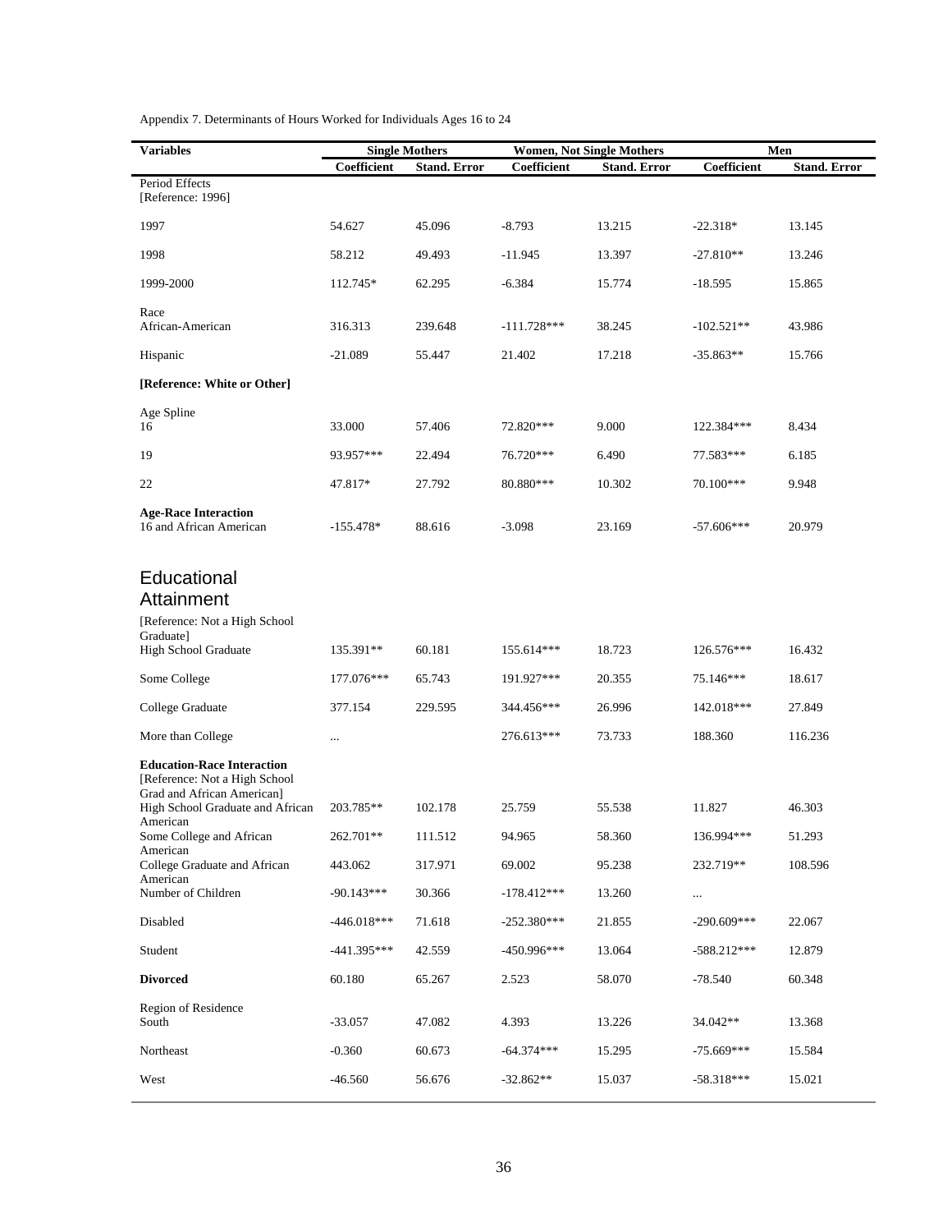Appendix 7. Determinants of Hours Worked for Individuals Ages 16 to 24

| Variables | Single Mothers | | Women, Not Single Mothers | | Men | |
|---|---|---|---|---|---|---|
| | Coefficient | Stand. Error | Coefficient | Stand. Error | Coefficient | Stand. Error |
| Period Effects [Reference: 1996] | | | | | | |
| 1997 | 54.627 | 45.096 | -8.793 | 13.215 | -22.318* | 13.145 |
| 1998 | 58.212 | 49.493 | -11.945 | 13.397 | -27.810** | 13.246 |
| 1999-2000 | 112.745* | 62.295 | -6.384 | 15.774 | -18.595 | 15.865 |
| Race | | | | | | |
| African-American | 316.313 | 239.648 | -111.728*** | 38.245 | -102.521** | 43.986 |
| Hispanic | -21.089 | 55.447 | 21.402 | 17.218 | -35.863** | 15.766 |
| **[Reference: White or Other]** | | | | | | |
| Age Spline | | | | | | |
| 16 | 33.000 | 57.406 | 72.820*** | 9.000 | 122.384*** | 8.434 |
| 19 | 93.957*** | 22.494 | 76.720*** | 6.490 | 77.583*** | 6.185 |
| 22 | 47.817* | 27.792 | 80.880*** | 10.302 | 70.100*** | 9.948 |
| **Age-Race Interaction** | | | | | | |
| 16 and African American | -155.478* | 88.616 | -3.098 | 23.169 | -57.606*** | 20.979 |
| Educational Attainment | | | | | | |
| [Reference: Not a High School Graduate] | | | | | | |
| High School Graduate | 135.391** | 60.181 | 155.614*** | 18.723 | 126.576*** | 16.432 |
| Some College | 177.076*** | 65.743 | 191.927*** | 20.355 | 75.146*** | 18.617 |
| College Graduate | 377.154 | 229.595 | 344.456*** | 26.996 | 142.018*** | 27.849 |
| More than College | ... | | 276.613*** | 73.733 | 188.360 | 116.236 |
| **Education-Race Interaction** | | | | | | |
| [Reference: Not a High School Grad and African American] | | | | | | |
| High School Graduate and African American | 203.785** | 102.178 | 25.759 | 55.538 | 11.827 | 46.303 |
| Some College and African American | 262.701** | 111.512 | 94.965 | 58.360 | 136.994*** | 51.293 |
| College Graduate and African American | 443.062 | 317.971 | 69.002 | 95.238 | 232.719** | 108.596 |
| Number of Children | -90.143*** | 30.366 | -178.412*** | 13.260 | ... | |
| Disabled | -446.018*** | 71.618 | -252.380*** | 21.855 | -290.609*** | 22.067 |
| Student | -441.395*** | 42.559 | -450.996*** | 13.064 | -588.212*** | 12.879 |
| **Divorced** | 60.180 | 65.267 | 2.523 | 58.070 | -78.540 | 60.348 |
| Region of Residence | | | | | | |
| South | -33.057 | 47.082 | 4.393 | 13.226 | 34.042** | 13.368 |
| Northeast | -0.360 | 60.673 | -64.374*** | 15.295 | -75.669*** | 15.584 |
| West | -46.560 | 56.676 | -32.862** | 15.037 | -58.318*** | 15.021 |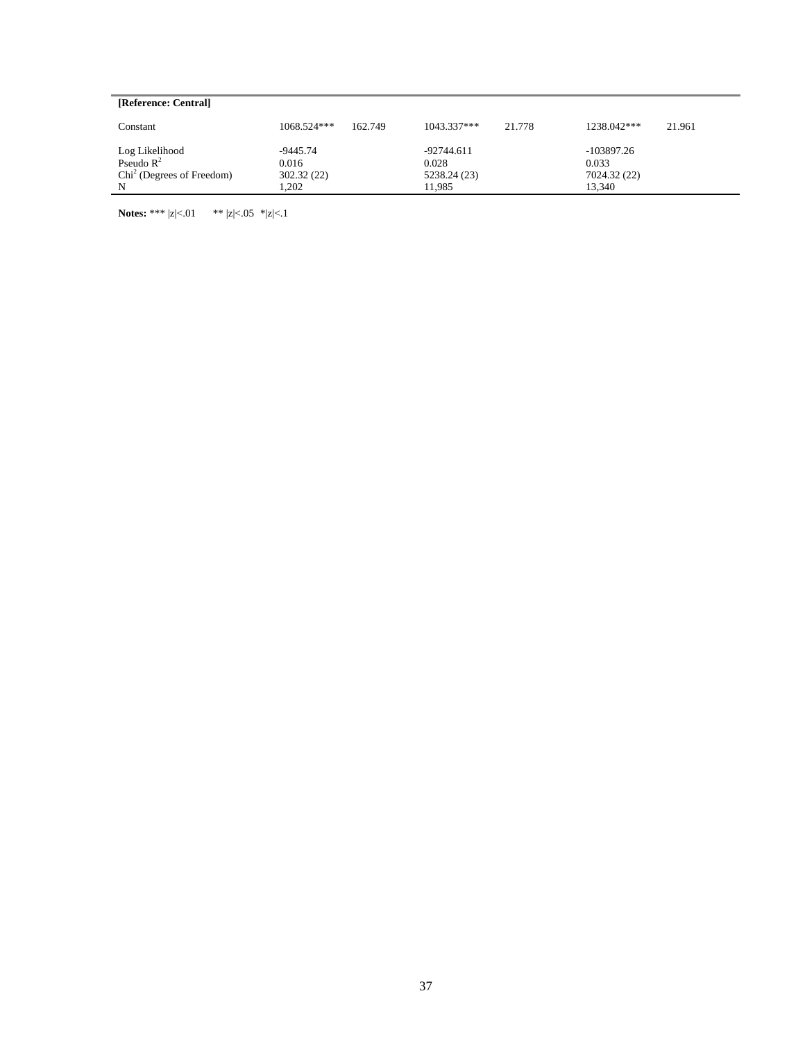| [Reference: Central] | | | | | | |
|---|---|---|---|---|---|---|
| Constant | 1068.524*** | 162.749 | 1043.337*** | 21.778 | 1238.042*** | 21.961 |
| Log Likelihood | -9445.74 | | -92744.611 | | -103897.26 | |
| Pseudo $R^2$ | 0.016 | | 0.028 | | 0.033 | |
| $Chi^2$ (Degrees of Freedom) | 302.32 (22) | | 5238.24 (23) | | 7024.32 (22) | |
| N | 1,202 | | 11,985 | | 13,340 | |

**Notes:** *** |z|<.01 ** |z|<.05 *|z|<.1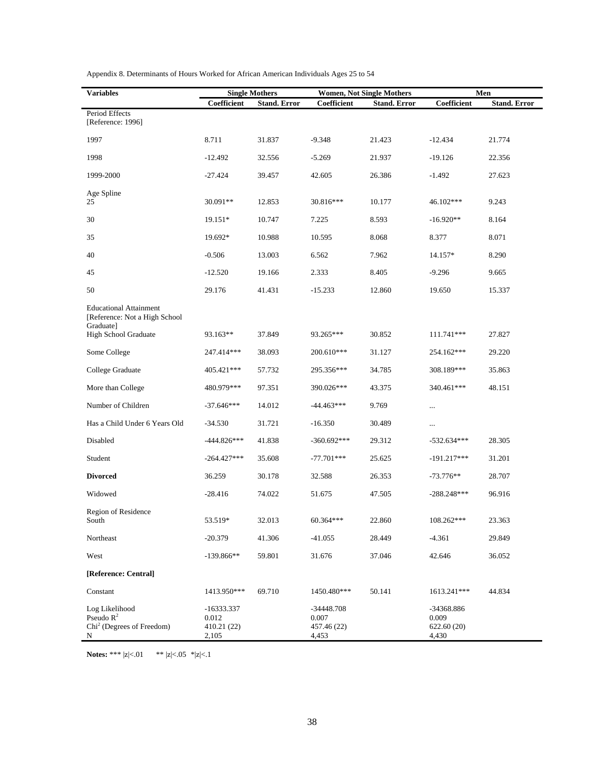Appendix 8. Determinants of Hours Worked for African American Individuals Ages 25 to 54

| Variables | Single Mothers | | Women, Not Single Mothers | | Men | |
|---|---|---|---|---|---|---|
| | Coefficient | Stand. Error | Coefficient | Stand. Error | Coefficient | Stand. Error |
| Period Effects [Reference: 1996] | | | | | | |
| 1997 | 8.711 | 31.837 | -9.348 | 21.423 | -12.434 | 21.774 |
| 1998 | -12.492 | 32.556 | -5.269 | 21.937 | -19.126 | 22.356 |
| 1999-2000 | -27.424 | 39.457 | 42.605 | 26.386 | -1.492 | 27.623 |
| Age Spline | | | | | | |
| 25 | 30.091** | 12.853 | 30.816*** | 10.177 | 46.102*** | 9.243 |
| 30 | 19.151* | 10.747 | 7.225 | 8.593 | -16.920** | 8.164 |
| 35 | 19.692* | 10.988 | 10.595 | 8.068 | 8.377 | 8.071 |
| 40 | -0.506 | 13.003 | 6.562 | 7.962 | 14.157* | 8.290 |
| 45 | -12.520 | 19.166 | 2.333 | 8.405 | -9.296 | 9.665 |
| 50 | 29.176 | 41.431 | -15.233 | 12.860 | 19.650 | 15.337 |
| Educational Attainment [Reference: Not a High School Graduate] | | | | | | |
| High School Graduate | 93.163** | 37.849 | 93.265*** | 30.852 | 111.741*** | 27.827 |
| Some College | 247.414*** | 38.093 | 200.610*** | 31.127 | 254.162*** | 29.220 |
| College Graduate | 405.421*** | 57.732 | 295.356*** | 34.785 | 308.189*** | 35.863 |
| More than College | 480.979*** | 97.351 | 390.026*** | 43.375 | 340.461*** | 48.151 |
| Number of Children | -37.646*** | 14.012 | -44.463*** | 9.769 | ... | |
| Has a Child Under 6 Years Old | -34.530 | 31.721 | -16.350 | 30.489 | ... | |
| Disabled | -444.826*** | 41.838 | -360.692*** | 29.312 | -532.634*** | 28.305 |
| Student | -264.427*** | 35.608 | -77.701*** | 25.625 | -191.217*** | 31.201 |
| **Divorced** | 36.259 | 30.178 | 32.588 | 26.353 | -73.776** | 28.707 |
| Widowed | -28.416 | 74.022 | 51.675 | 47.505 | -288.248*** | 96.916 |
| Region of Residence | | | | | | |
| South | 53.519* | 32.013 | 60.364*** | 22.860 | 108.262*** | 23.363 |
| Northeast | -20.379 | 41.306 | -41.055 | 28.449 | -4.361 | 29.849 |
| West | -139.866** | 59.801 | 31.676 | 37.046 | 42.646 | 36.052 |
| **[Reference: Central]** | | | | | | |
| Constant | 1413.950*** | 69.710 | 1450.480*** | 50.141 | 1613.241*** | 44.834 |
| Log Likelihood | -16333.337 | | -34448.708 | | -34368.886 | |
| Pseudo $R^2$ | 0.012 | | 0.007 | | 0.009 | |
| $Chi^2$ (Degrees of Freedom) | 410.21 (22) | | 457.46 (22) | | 622.60 (20) | |
| N | 2,105 | | 4,453 | | 4,430 | |

**Notes:** *** |z|<.01 ** |z|<.05 *|z|<.1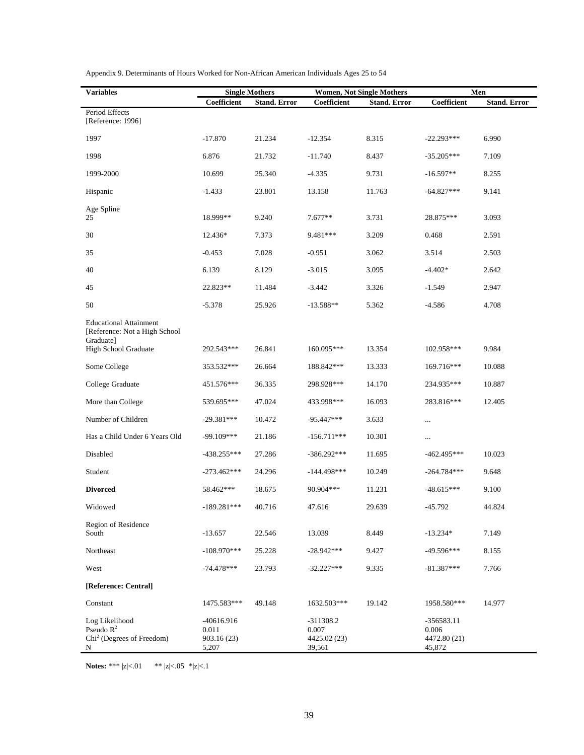Appendix 9. Determinants of Hours Worked for Non-African American Individuals Ages 25 to 54

| Variables | Single Mothers | | Women, Not Single Mothers | | Men | |
|---|---|---|---|---|---|---|
| | Coefficient | Stand. Error | Coefficient | Stand. Error | Coefficient | Stand. Error |
| Period Effects [Reference: 1996] | | | | | | |
| 1997 | -17.870 | 21.234 | -12.354 | 8.315 | -22.293*** | 6.990 |
| 1998 | 6.876 | 21.732 | -11.740 | 8.437 | -35.205*** | 7.109 |
| 1999-2000 | 10.699 | 25.340 | -4.335 | 9.731 | -16.597** | 8.255 |
| Hispanic | -1.433 | 23.801 | 13.158 | 11.763 | -64.827*** | 9.141 |
| Age Spline | | | | | | |
| 25 | 18.999** | 9.240 | 7.677** | 3.731 | 28.875*** | 3.093 |
| 30 | 12.436* | 7.373 | 9.481*** | 3.209 | 0.468 | 2.591 |
| 35 | -0.453 | 7.028 | -0.951 | 3.062 | 3.514 | 2.503 |
| 40 | 6.139 | 8.129 | -3.015 | 3.095 | -4.402* | 2.642 |
| 45 | 22.823** | 11.484 | -3.442 | 3.326 | -1.549 | 2.947 |
| 50 | -5.378 | 25.926 | -13.588** | 5.362 | -4.586 | 4.708 |
| Educational Attainment [Reference: Not a High School Graduate] | | | | | | |
| High School Graduate | 292.543*** | 26.841 | 160.095*** | 13.354 | 102.958*** | 9.984 |
| Some College | 353.532*** | 26.664 | 188.842*** | 13.333 | 169.716*** | 10.088 |
| College Graduate | 451.576*** | 36.335 | 298.928*** | 14.170 | 234.935*** | 10.887 |
| More than College | 539.695*** | 47.024 | 433.998*** | 16.093 | 283.816*** | 12.405 |
| Number of Children | -29.381*** | 10.472 | -95.447*** | 3.633 | ... | |
| Has a Child Under 6 Years Old | -99.109*** | 21.186 | -156.711*** | 10.301 | ... | |
| Disabled | -438.255*** | 27.286 | -386.292*** | 11.695 | -462.495*** | 10.023 |
| Student | -273.462*** | 24.296 | -144.498*** | 10.249 | -264.784*** | 9.648 |
| **Divorced** | 58.462*** | 18.675 | 90.904*** | 11.231 | -48.615*** | 9.100 |
| Widowed | -189.281*** | 40.716 | 47.616 | 29.639 | -45.792 | 44.824 |
| Region of Residence | | | | | | |
| South | -13.657 | 22.546 | 13.039 | 8.449 | -13.234* | 7.149 |
| Northeast | -108.970*** | 25.228 | -28.942*** | 9.427 | -49.596*** | 8.155 |
| West | -74.478*** | 23.793 | -32.227*** | 9.335 | -81.387*** | 7.766 |
| **[Reference: Central]** | | | | | | |
| Constant | 1475.583*** | 49.148 | 1632.503*** | 19.142 | 1958.580*** | 14.977 |
| Log Likelihood | -40616.916 | | -311308.2 | | -356583.11 | |
| Pseudo $R^2$ | 0.011 | | 0.007 | | 0.006 | |
| $Chi^2$ (Degrees of Freedom) | 903.16 (23) | | 4425.02 (23) | | 4472.80 (21) | |
| N | 5,207 | | 39,561 | | 45,872 | |

**Notes:** *** |z|<.01 ** |z|<.05 *|z|<.1